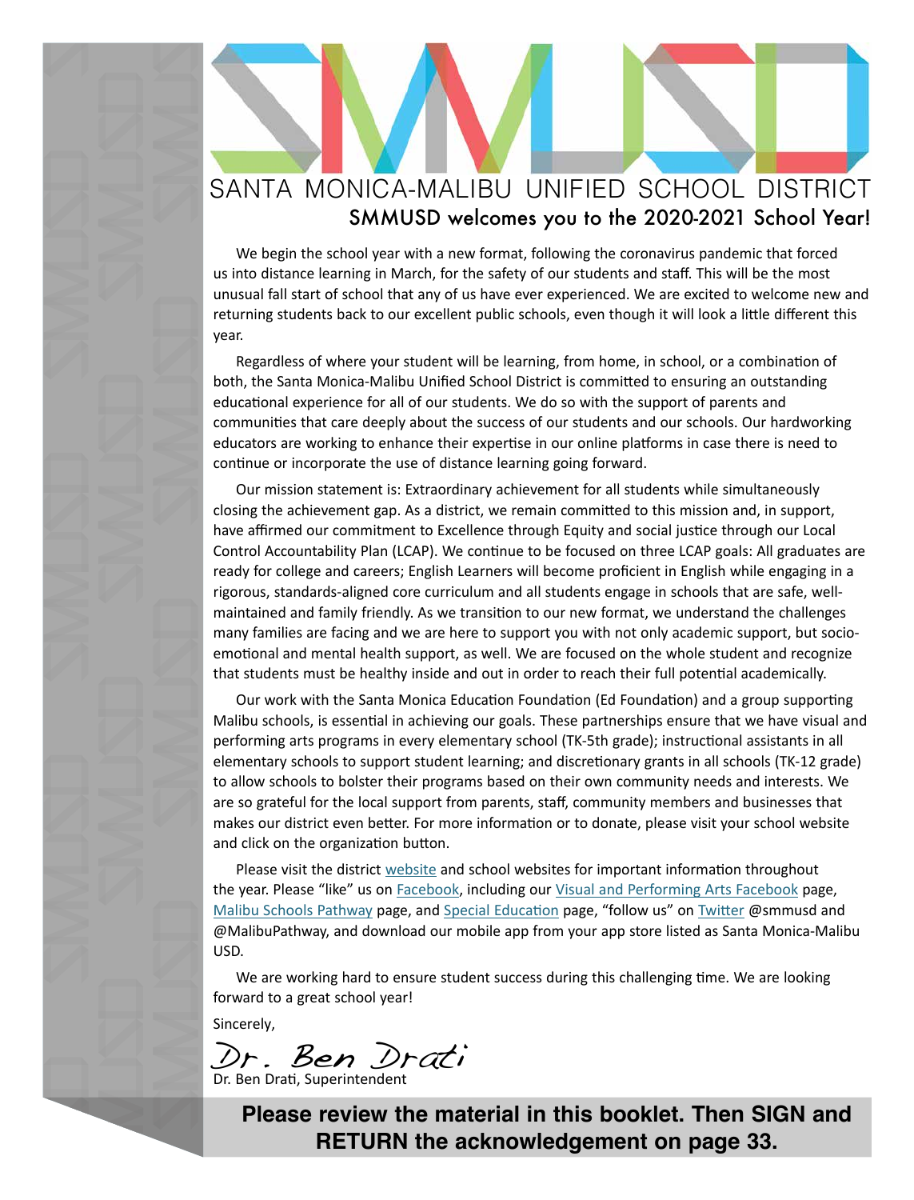# SMMUSD

## SANTA MONICA-MALIBU UNIFIED SCHOOL DISTRICT

### SMMUSD welcomes you to the 2020-2021 School Year!

We begin the school year with a new format, following the coronavirus pandemic that forced us into distance learning in March, for the safety of our students and staff. This will be the most unusual fall start of school that any of us have ever experienced. We are excited to welcome new and returning students back to our excellent public schools, even though it will look a little different this year.

Regardless of where your student will be learning, from home, in school, or a combination of both, the Santa Monica-Malibu Unified School District is committed to ensuring an outstanding educational experience for all of our students. We do so with the support of parents and communities that care deeply about the success of our students and our schools. Our hardworking educators are working to enhance their expertise in our online platforms in case there is need to continue or incorporate the use of distance learning going forward.

Our mission statement is: Extraordinary achievement for all students while simultaneously closing the achievement gap. As a district, we remain committed to this mission and, in support, have affirmed our commitment to Excellence through Equity and social justice through our Local Control Accountability Plan (LCAP). We continue to be focused on three LCAP goals: All graduates are ready for college and careers; English Learners will become proficient in English while engaging in a rigorous, standards-aligned core curriculum and all students engage in schools that are safe, well-maintained and family friendly. As we transition to our new format, we understand the challenges many families are facing and we are here to support you with not only academic support, but socio-emotional and mental health support, as well. We are focused on the whole student and recognize that students must be healthy inside and out in order to reach their full potential academically.

Our work with the Santa Monica Education Foundation (Ed Foundation) and a group supporting Malibu schools, is essential in achieving our goals. These partnerships ensure that we have visual and performing arts programs in every elementary school (TK-5th grade); instructional assistants in all elementary schools to support student learning; and discretionary grants in all schools (TK-12 grade) to allow schools to bolster their programs based on their own community needs and interests. We are so grateful for the local support from parents, staff, community members and businesses that makes our district even better. For more information or to donate, please visit your school website and click on the organization button.

Please visit the district website and school websites for important information throughout the year. Please "like" us on Facebook, including our Visual and Performing Arts Facebook page, Malibu Schools Pathway page, and Special Education page, "follow us" on Twitter @smmusd and @MalibuPathway, and download our mobile app from your app store listed as Santa Monica-Malibu USD.

We are working hard to ensure student success during this challenging time. We are looking forward to a great school year!

Sincerely,

*Dr. Ben Drati*

Dr. Ben Drati, Superintendent

**Please review the material in this booklet. Then SIGN and RETURN the acknowledgement on page 33.**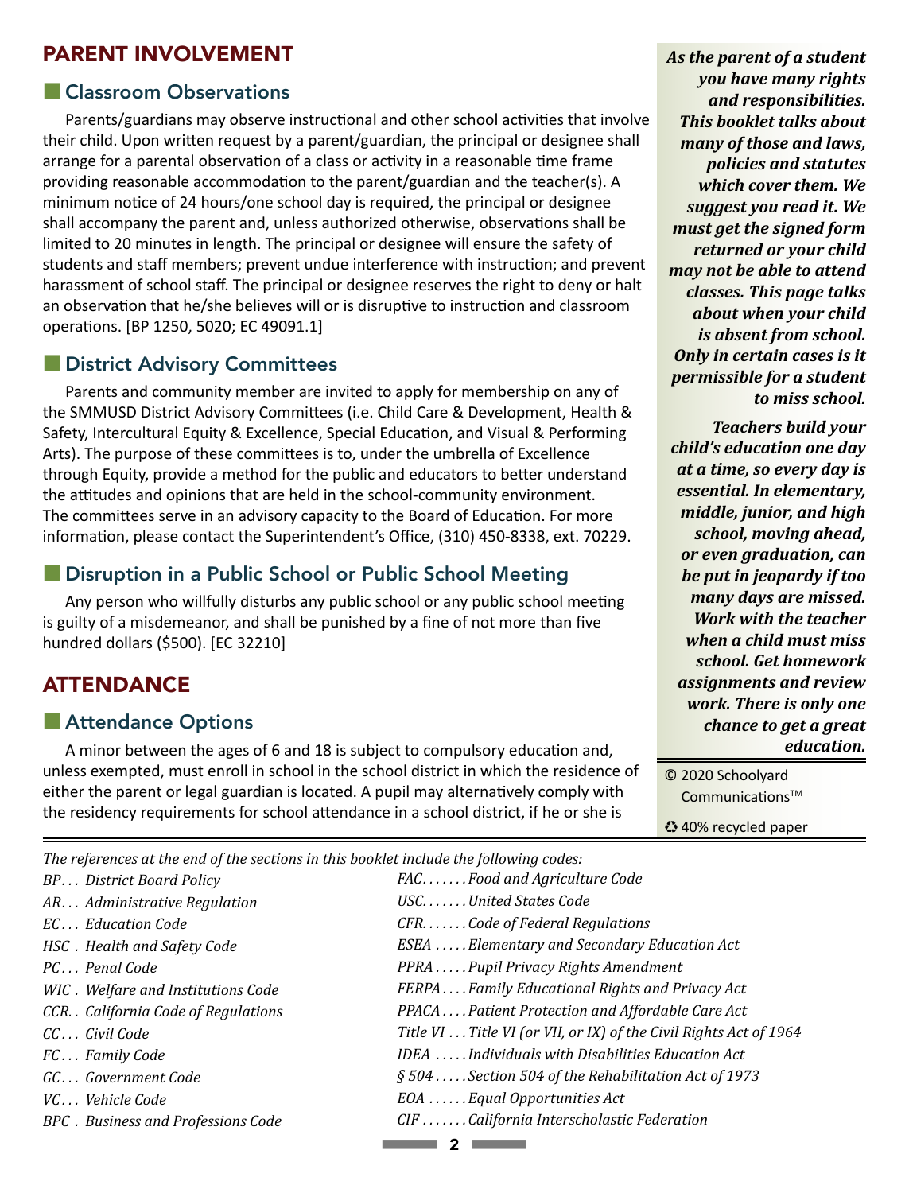## PARENT INVOLVEMENT

### Classroom Observations

Parents/guardians may observe instructional and other school activities that involve their child. Upon written request by a parent/guardian, the principal or designee shall arrange for a parental observation of a class or activity in a reasonable time frame providing reasonable accommodation to the parent/guardian and the teacher(s). A minimum notice of 24 hours/one school day is required, the principal or designee shall accompany the parent and, unless authorized otherwise, observations shall be limited to 20 minutes in length. The principal or designee will ensure the safety of students and staff members; prevent undue interference with instruction; and prevent harassment of school staff. The principal or designee reserves the right to deny or halt an observation that he/she believes will or is disruptive to instruction and classroom operations. [BP 1250, 5020; EC 49091.1]

### District Advisory Committees

Parents and community member are invited to apply for membership on any of the SMMUSD District Advisory Committees (i.e. Child Care & Development, Health & Safety, Intercultural Equity & Excellence, Special Education, and Visual & Performing Arts). The purpose of these committees is to, under the umbrella of Excellence through Equity, provide a method for the public and educators to better understand the attitudes and opinions that are held in the school-community environment. The committees serve in an advisory capacity to the Board of Education. For more information, please contact the Superintendent's Office, (310) 450-8338, ext. 70229.

### Disruption in a Public School or Public School Meeting

Any person who willfully disturbs any public school or any public school meeting is guilty of a misdemeanor, and shall be punished by a fine of not more than five hundred dollars ($500). [EC 32210]

## ATTENDANCE

### Attendance Options

A minor between the ages of 6 and 18 is subject to compulsory education and, unless exempted, must enroll in school in the school district in which the residence of either the parent or legal guardian is located. A pupil may alternatively comply with the residency requirements for school attendance in a school district, if he or she is

***As the parent of a student you have many rights and responsibilities. This booklet talks about many of those and laws, policies and statutes which cover them. We suggest you read it. We must get the signed form returned or your child may not be able to attend classes. This page talks about when your child is absent from school. Only in certain cases is it permissible for a student to miss school.***

***Teachers build your child's education one day at a time, so every day is essential. In elementary, middle, junior, and high school, moving ahead, or even graduation, can be put in jeopardy if too many days are missed. Work with the teacher when a child must miss school. Get homework assignments and review work. There is only one chance to get a great education.***

© 2020 Schoolyard Communications™

♻ 40% recycled paper

*The references at the end of the sections in this booklet include the following codes:*

*BP . . . District Board Policy*
*AR . . . Administrative Regulation*
*EC . . . Education Code*
*HSC . Health and Safety Code*
*PC . . . Penal Code*
*WIC . Welfare and Institutions Code*
*CCR. . California Code of Regulations*
*CC . . . Civil Code*
*FC . . . Family Code*
*GC . . . Government Code*
*VC . . . Vehicle Code*
*BPC . Business and Professions Code*
*FAC. . . . . . . Food and Agriculture Code*
*USC. . . . . . . United States Code*
*CFR. . . . . . . Code of Federal Regulations*
*ESEA . . . . . Elementary and Secondary Education Act*
*PPRA . . . . . Pupil Privacy Rights Amendment*
*FERPA . . . . Family Educational Rights and Privacy Act*
*PPACA . . . . Patient Protection and Affordable Care Act*
*Title VI . . . Title VI (or VII, or IX) of the Civil Rights Act of 1964*
*IDEA . . . . . Individuals with Disabilities Education Act*
*§ 504 . . . . . Section 504 of the Rehabilitation Act of 1973*
*EOA . . . . . . Equal Opportunities Act*
*CIF . . . . . . . California Interscholastic Federation*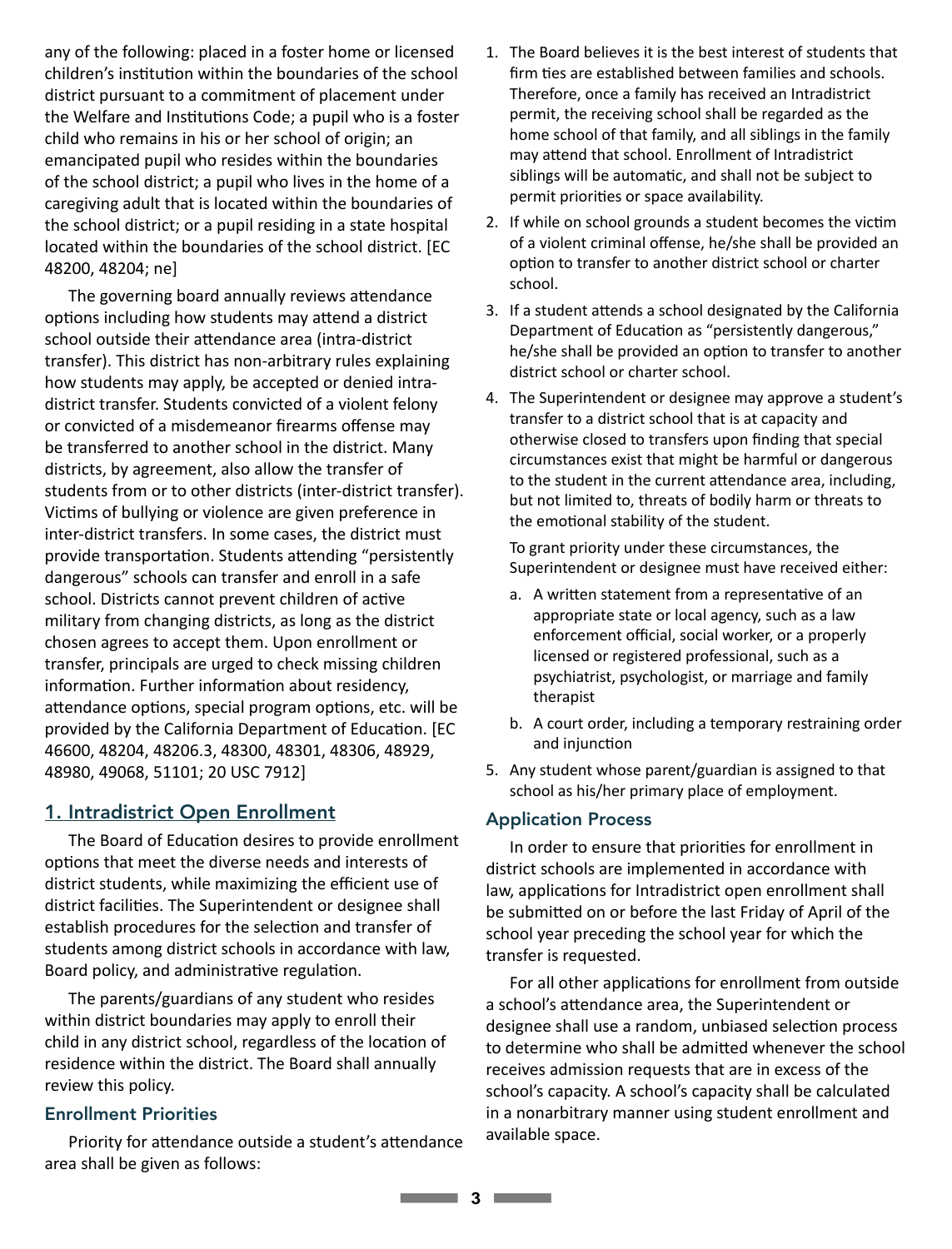any of the following: placed in a foster home or licensed children's institution within the boundaries of the school district pursuant to a commitment of placement under the Welfare and Institutions Code; a pupil who is a foster child who remains in his or her school of origin; an emancipated pupil who resides within the boundaries of the school district; a pupil who lives in the home of a caregiving adult that is located within the boundaries of the school district; or a pupil residing in a state hospital located within the boundaries of the school district. [EC 48200, 48204; ne]

The governing board annually reviews attendance options including how students may attend a district school outside their attendance area (intra-district transfer). This district has non-arbitrary rules explaining how students may apply, be accepted or denied intra-district transfer. Students convicted of a violent felony or convicted of a misdemeanor firearms offense may be transferred to another school in the district. Many districts, by agreement, also allow the transfer of students from or to other districts (inter-district transfer). Victims of bullying or violence are given preference in inter-district transfers. In some cases, the district must provide transportation. Students attending "persistently dangerous" schools can transfer and enroll in a safe school. Districts cannot prevent children of active military from changing districts, as long as the district chosen agrees to accept them. Upon enrollment or transfer, principals are urged to check missing children information. Further information about residency, attendance options, special program options, etc. will be provided by the California Department of Education. [EC 46600, 48204, 48206.3, 48300, 48301, 48306, 48929, 48980, 49068, 51101; 20 USC 7912]

## 1. Intradistrict Open Enrollment

The Board of Education desires to provide enrollment options that meet the diverse needs and interests of district students, while maximizing the efficient use of district facilities. The Superintendent or designee shall establish procedures for the selection and transfer of students among district schools in accordance with law, Board policy, and administrative regulation.

The parents/guardians of any student who resides within district boundaries may apply to enroll their child in any district school, regardless of the location of residence within the district. The Board shall annually review this policy.

### Enrollment Priorities

Priority for attendance outside a student's attendance area shall be given as follows:

1. The Board believes it is the best interest of students that firm ties are established between families and schools. Therefore, once a family has received an Intradistrict permit, the receiving school shall be regarded as the home school of that family, and all siblings in the family may attend that school. Enrollment of Intradistrict siblings will be automatic, and shall not be subject to permit priorities or space availability.
2. If while on school grounds a student becomes the victim of a violent criminal offense, he/she shall be provided an option to transfer to another district school or charter school.
3. If a student attends a school designated by the California Department of Education as "persistently dangerous," he/she shall be provided an option to transfer to another district school or charter school.
4. The Superintendent or designee may approve a student's transfer to a district school that is at capacity and otherwise closed to transfers upon finding that special circumstances exist that might be harmful or dangerous to the student in the current attendance area, including, but not limited to, threats of bodily harm or threats to the emotional stability of the student.

   To grant priority under these circumstances, the Superintendent or designee must have received either:

   a. A written statement from a representative of an appropriate state or local agency, such as a law enforcement official, social worker, or a properly licensed or registered professional, such as a psychiatrist, psychologist, or marriage and family therapist
   b. A court order, including a temporary restraining order and injunction
5. Any student whose parent/guardian is assigned to that school as his/her primary place of employment.

### Application Process

In order to ensure that priorities for enrollment in district schools are implemented in accordance with law, applications for Intradistrict open enrollment shall be submitted on or before the last Friday of April of the school year preceding the school year for which the transfer is requested.

For all other applications for enrollment from outside a school's attendance area, the Superintendent or designee shall use a random, unbiased selection process to determine who shall be admitted whenever the school receives admission requests that are in excess of the school's capacity. A school's capacity shall be calculated in a nonarbitrary manner using student enrollment and available space.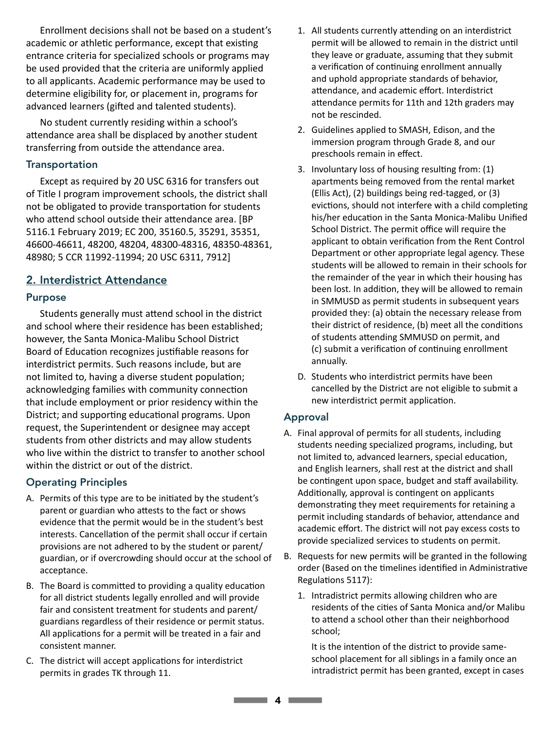Enrollment decisions shall not be based on a student's academic or athletic performance, except that existing entrance criteria for specialized schools or programs may be used provided that the criteria are uniformly applied to all applicants. Academic performance may be used to determine eligibility for, or placement in, programs for advanced learners (gifted and talented students).

No student currently residing within a school's attendance area shall be displaced by another student transferring from outside the attendance area.

### Transportation

Except as required by 20 USC 6316 for transfers out of Title I program improvement schools, the district shall not be obligated to provide transportation for students who attend school outside their attendance area. [BP 5116.1 February 2019; EC 200, 35160.5, 35291, 35351, 46600-46611, 48200, 48204, 48300-48316, 48350-48361, 48980; 5 CCR 11992-11994; 20 USC 6311, 7912]

## 2. Interdistrict Attendance

### Purpose

Students generally must attend school in the district and school where their residence has been established; however, the Santa Monica-Malibu School District Board of Education recognizes justifiable reasons for interdistrict permits. Such reasons include, but are not limited to, having a diverse student population; acknowledging families with community connection that include employment or prior residency within the District; and supporting educational programs. Upon request, the Superintendent or designee may accept students from other districts and may allow students who live within the district to transfer to another school within the district or out of the district.

### Operating Principles

A. Permits of this type are to be initiated by the student's parent or guardian who attests to the fact or shows evidence that the permit would be in the student's best interests. Cancellation of the permit shall occur if certain provisions are not adhered to by the student or parent/guardian, or if overcrowding should occur at the school of acceptance.

B. The Board is committed to providing a quality education for all district students legally enrolled and will provide fair and consistent treatment for students and parent/guardians regardless of their residence or permit status. All applications for a permit will be treated in a fair and consistent manner.

C. The district will accept applications for interdistrict permits in grades TK through 11.

   1. All students currently attending on an interdistrict permit will be allowed to remain in the district until they leave or graduate, assuming that they submit a verification of continuing enrollment annually and uphold appropriate standards of behavior, attendance, and academic effort. Interdistrict attendance permits for 11th and 12th graders may not be rescinded.

   2. Guidelines applied to SMASH, Edison, and the immersion program through Grade 8, and our preschools remain in effect.

   3. Involuntary loss of housing resulting from: (1) apartments being removed from the rental market (Ellis Act), (2) buildings being red-tagged, or (3) evictions, should not interfere with a child completing his/her education in the Santa Monica-Malibu Unified School District. The permit office will require the applicant to obtain verification from the Rent Control Department or other appropriate legal agency. These students will be allowed to remain in their schools for the remainder of the year in which their housing has been lost. In addition, they will be allowed to remain in SMMUSD as permit students in subsequent years provided they: (a) obtain the necessary release from their district of residence, (b) meet all the conditions of students attending SMMUSD on permit, and (c) submit a verification of continuing enrollment annually.

D. Students who interdistrict permits have been cancelled by the District are not eligible to submit a new interdistrict permit application.

### Approval

A. Final approval of permits for all students, including students needing specialized programs, including, but not limited to, advanced learners, special education, and English learners, shall rest at the district and shall be contingent upon space, budget and staff availability. Additionally, approval is contingent on applicants demonstrating they meet requirements for retaining a permit including standards of behavior, attendance and academic effort. The district will not pay excess costs to provide specialized services to students on permit.

B. Requests for new permits will be granted in the following order (Based on the timelines identified in Administrative Regulations 5117):

   1. Intradistrict permits allowing children who are residents of the cities of Santa Monica and/or Malibu to attend a school other than their neighborhood school;

      It is the intention of the district to provide same-school placement for all siblings in a family once an intradistrict permit has been granted, except in cases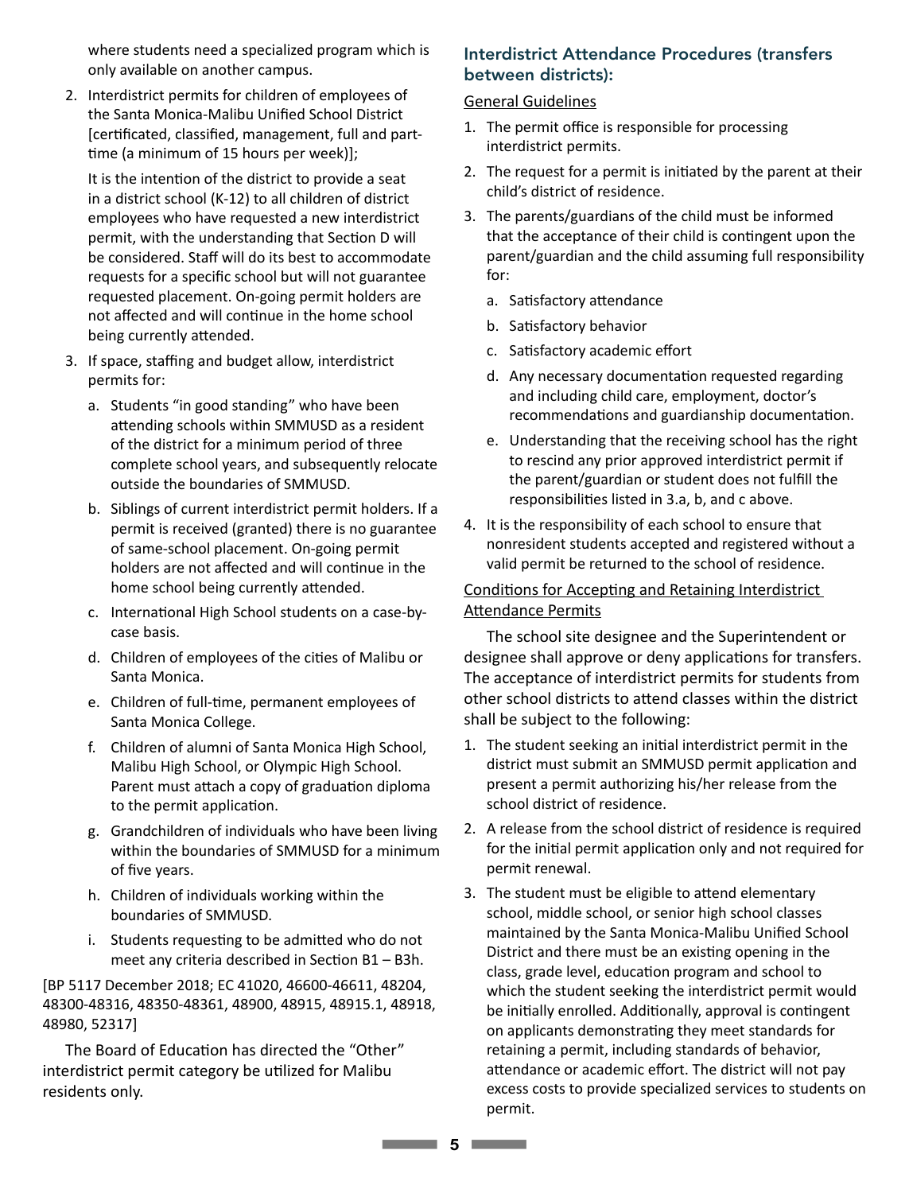where students need a specialized program which is only available on another campus.

2. Interdistrict permits for children of employees of the Santa Monica-Malibu Unified School District [certificated, classified, management, full and part-time (a minimum of 15 hours per week)];

   It is the intention of the district to provide a seat in a district school (K-12) to all children of district employees who have requested a new interdistrict permit, with the understanding that Section D will be considered. Staff will do its best to accommodate requests for a specific school but will not guarantee requested placement. On-going permit holders are not affected and will continue in the home school being currently attended.

3. If space, staffing and budget allow, interdistrict permits for:

   a. Students "in good standing" who have been attending schools within SMMUSD as a resident of the district for a minimum period of three complete school years, and subsequently relocate outside the boundaries of SMMUSD.

   b. Siblings of current interdistrict permit holders. If a permit is received (granted) there is no guarantee of same-school placement. On-going permit holders are not affected and will continue in the home school being currently attended.

   c. International High School students on a case-by-case basis.

   d. Children of employees of the cities of Malibu or Santa Monica.

   e. Children of full-time, permanent employees of Santa Monica College.

   f. Children of alumni of Santa Monica High School, Malibu High School, or Olympic High School. Parent must attach a copy of graduation diploma to the permit application.

   g. Grandchildren of individuals who have been living within the boundaries of SMMUSD for a minimum of five years.

   h. Children of individuals working within the boundaries of SMMUSD.

   i. Students requesting to be admitted who do not meet any criteria described in Section B1 – B3h.

[BP 5117 December 2018; EC 41020, 46600-46611, 48204, 48300-48316, 48350-48361, 48900, 48915, 48915.1, 48918, 48980, 52317]

The Board of Education has directed the "Other" interdistrict permit category be utilized for Malibu residents only.

## Interdistrict Attendance Procedures (transfers between districts):

General Guidelines

1. The permit office is responsible for processing interdistrict permits.
2. The request for a permit is initiated by the parent at their child's district of residence.
3. The parents/guardians of the child must be informed that the acceptance of their child is contingent upon the parent/guardian and the child assuming full responsibility for:
   a. Satisfactory attendance
   b. Satisfactory behavior
   c. Satisfactory academic effort
   d. Any necessary documentation requested regarding and including child care, employment, doctor's recommendations and guardianship documentation.
   e. Understanding that the receiving school has the right to rescind any prior approved interdistrict permit if the parent/guardian or student does not fulfill the responsibilities listed in 3.a, b, and c above.
4. It is the responsibility of each school to ensure that nonresident students accepted and registered without a valid permit be returned to the school of residence.

Conditions for Accepting and Retaining Interdistrict Attendance Permits

The school site designee and the Superintendent or designee shall approve or deny applications for transfers. The acceptance of interdistrict permits for students from other school districts to attend classes within the district shall be subject to the following:

1. The student seeking an initial interdistrict permit in the district must submit an SMMUSD permit application and present a permit authorizing his/her release from the school district of residence.
2. A release from the school district of residence is required for the initial permit application only and not required for permit renewal.
3. The student must be eligible to attend elementary school, middle school, or senior high school classes maintained by the Santa Monica-Malibu Unified School District and there must be an existing opening in the class, grade level, education program and school to which the student seeking the interdistrict permit would be initially enrolled. Additionally, approval is contingent on applicants demonstrating they meet standards for retaining a permit, including standards of behavior, attendance or academic effort. The district will not pay excess costs to provide specialized services to students on permit.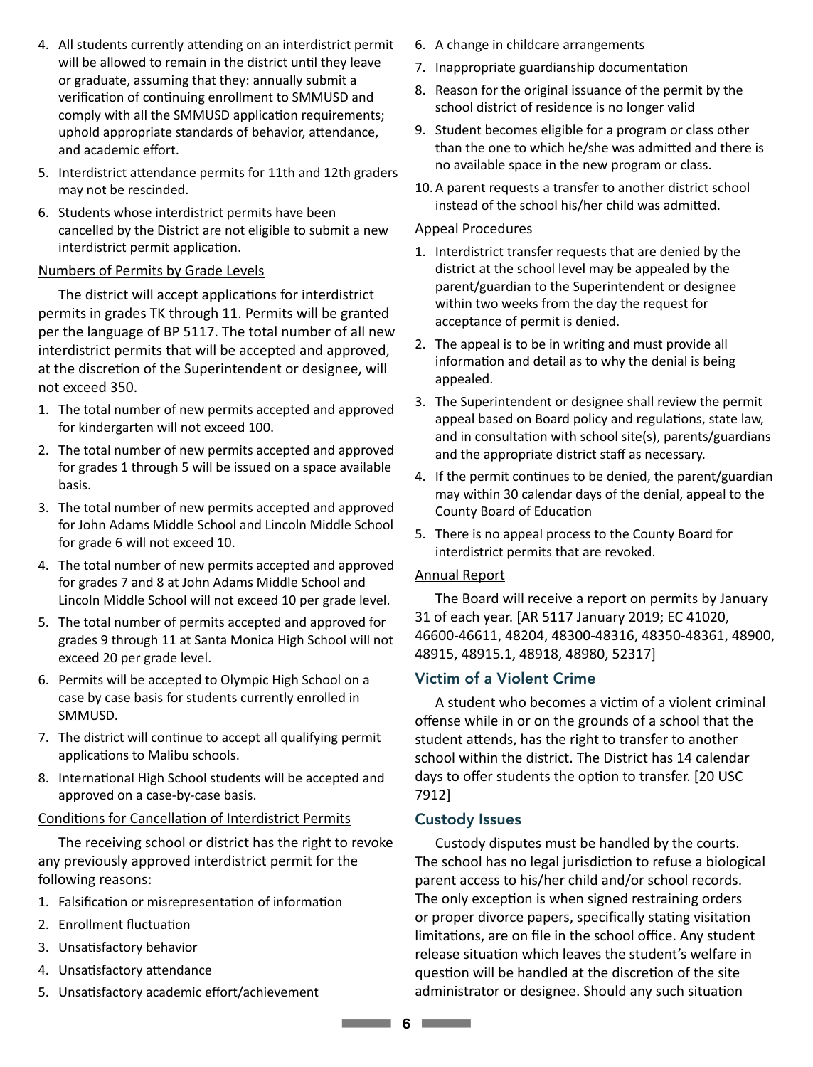4. All students currently attending on an interdistrict permit will be allowed to remain in the district until they leave or graduate, assuming that they: annually submit a verification of continuing enrollment to SMMUSD and comply with all the SMMUSD application requirements; uphold appropriate standards of behavior, attendance, and academic effort.
5. Interdistrict attendance permits for 11th and 12th graders may not be rescinded.
6. Students whose interdistrict permits have been cancelled by the District are not eligible to submit a new interdistrict permit application.

Numbers of Permits by Grade Levels

The district will accept applications for interdistrict permits in grades TK through 11. Permits will be granted per the language of BP 5117. The total number of all new interdistrict permits that will be accepted and approved, at the discretion of the Superintendent or designee, will not exceed 350.

1. The total number of new permits accepted and approved for kindergarten will not exceed 100.
2. The total number of new permits accepted and approved for grades 1 through 5 will be issued on a space available basis.
3. The total number of new permits accepted and approved for John Adams Middle School and Lincoln Middle School for grade 6 will not exceed 10.
4. The total number of new permits accepted and approved for grades 7 and 8 at John Adams Middle School and Lincoln Middle School will not exceed 10 per grade level.
5. The total number of permits accepted and approved for grades 9 through 11 at Santa Monica High School will not exceed 20 per grade level.
6. Permits will be accepted to Olympic High School on a case by case basis for students currently enrolled in SMMUSD.
7. The district will continue to accept all qualifying permit applications to Malibu schools.
8. International High School students will be accepted and approved on a case-by-case basis.

Conditions for Cancellation of Interdistrict Permits

The receiving school or district has the right to revoke any previously approved interdistrict permit for the following reasons:

1. Falsification or misrepresentation of information
2. Enrollment fluctuation
3. Unsatisfactory behavior
4. Unsatisfactory attendance
5. Unsatisfactory academic effort/achievement
6. A change in childcare arrangements
7. Inappropriate guardianship documentation
8. Reason for the original issuance of the permit by the school district of residence is no longer valid
9. Student becomes eligible for a program or class other than the one to which he/she was admitted and there is no available space in the new program or class.
10. A parent requests a transfer to another district school instead of the school his/her child was admitted.

Appeal Procedures

1. Interdistrict transfer requests that are denied by the district at the school level may be appealed by the parent/guardian to the Superintendent or designee within two weeks from the day the request for acceptance of permit is denied.
2. The appeal is to be in writing and must provide all information and detail as to why the denial is being appealed.
3. The Superintendent or designee shall review the permit appeal based on Board policy and regulations, state law, and in consultation with school site(s), parents/guardians and the appropriate district staff as necessary.
4. If the permit continues to be denied, the parent/guardian may within 30 calendar days of the denial, appeal to the County Board of Education
5. There is no appeal process to the County Board for interdistrict permits that are revoked.

Annual Report

The Board will receive a report on permits by January 31 of each year. [AR 5117 January 2019; EC 41020, 46600-46611, 48204, 48300-48316, 48350-48361, 48900, 48915, 48915.1, 48918, 48980, 52317]

### Victim of a Violent Crime

A student who becomes a victim of a violent criminal offense while in or on the grounds of a school that the student attends, has the right to transfer to another school within the district. The District has 14 calendar days to offer students the option to transfer. [20 USC 7912]

### Custody Issues

Custody disputes must be handled by the courts. The school has no legal jurisdiction to refuse a biological parent access to his/her child and/or school records. The only exception is when signed restraining orders or proper divorce papers, specifically stating visitation limitations, are on file in the school office. Any student release situation which leaves the student's welfare in question will be handled at the discretion of the site administrator or designee. Should any such situation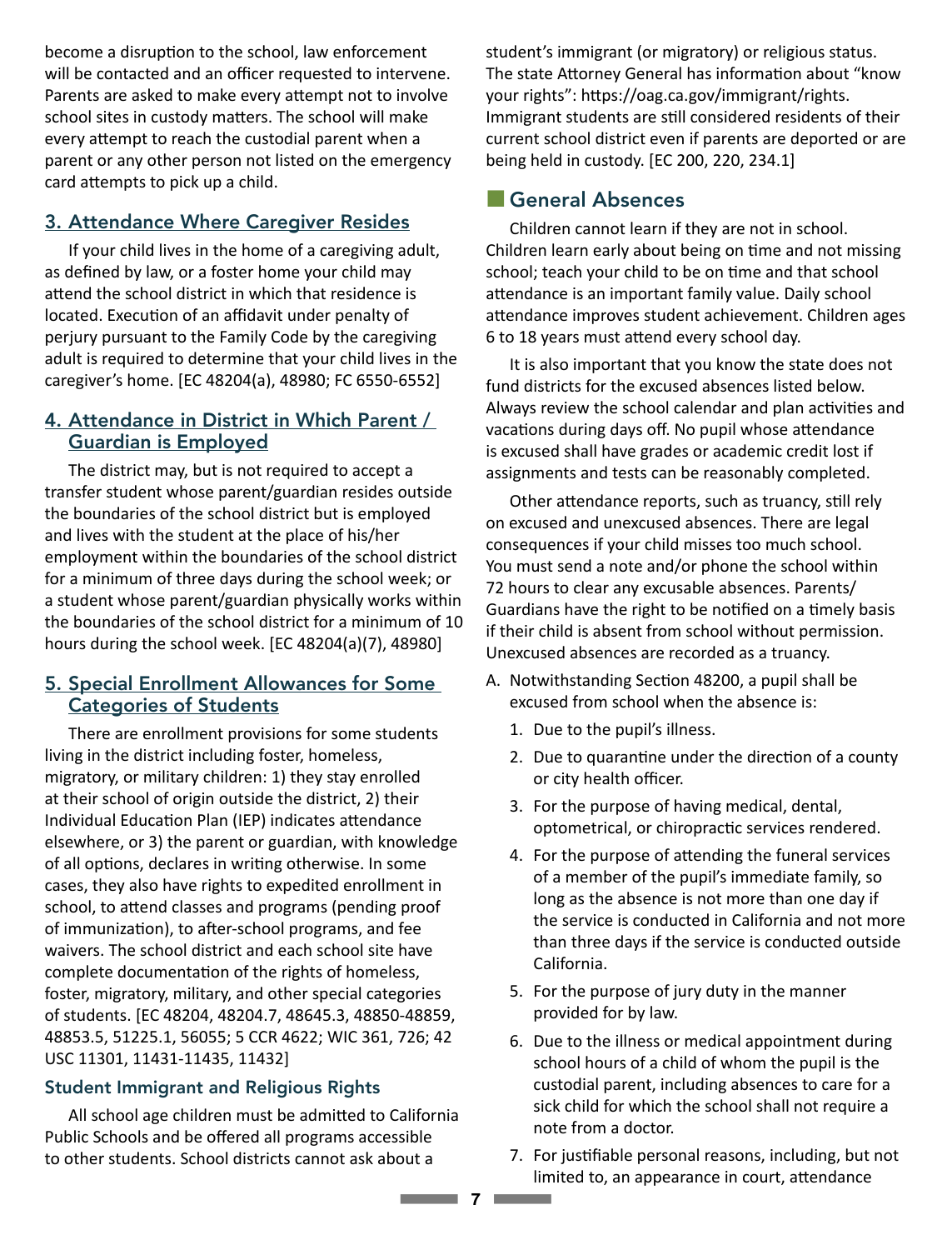become a disruption to the school, law enforcement will be contacted and an officer requested to intervene. Parents are asked to make every attempt not to involve school sites in custody matters. The school will make every attempt to reach the custodial parent when a parent or any other person not listed on the emergency card attempts to pick up a child.

### 3. Attendance Where Caregiver Resides

If your child lives in the home of a caregiving adult, as defined by law, or a foster home your child may attend the school district in which that residence is located. Execution of an affidavit under penalty of perjury pursuant to the Family Code by the caregiving adult is required to determine that your child lives in the caregiver's home. [EC 48204(a), 48980; FC 6550-6552]

### 4. Attendance in District in Which Parent / Guardian is Employed

The district may, but is not required to accept a transfer student whose parent/guardian resides outside the boundaries of the school district but is employed and lives with the student at the place of his/her employment within the boundaries of the school district for a minimum of three days during the school week; or a student whose parent/guardian physically works within the boundaries of the school district for a minimum of 10 hours during the school week. [EC 48204(a)(7), 48980]

### 5. Special Enrollment Allowances for Some Categories of Students

There are enrollment provisions for some students living in the district including foster, homeless, migratory, or military children: 1) they stay enrolled at their school of origin outside the district, 2) their Individual Education Plan (IEP) indicates attendance elsewhere, or 3) the parent or guardian, with knowledge of all options, declares in writing otherwise. In some cases, they also have rights to expedited enrollment in school, to attend classes and programs (pending proof of immunization), to after-school programs, and fee waivers. The school district and each school site have complete documentation of the rights of homeless, foster, migratory, military, and other special categories of students. [EC 48204, 48204.7, 48645.3, 48850-48859, 48853.5, 51225.1, 56055; 5 CCR 4622; WIC 361, 726; 42 USC 11301, 11431-11435, 11432]

### Student Immigrant and Religious Rights

All school age children must be admitted to California Public Schools and be offered all programs accessible to other students. School districts cannot ask about a student's immigrant (or migratory) or religious status. The state Attorney General has information about "know your rights": https://oag.ca.gov/immigrant/rights. Immigrant students are still considered residents of their current school district even if parents are deported or are being held in custody. [EC 200, 220, 234.1]

## General Absences

Children cannot learn if they are not in school. Children learn early about being on time and not missing school; teach your child to be on time and that school attendance is an important family value. Daily school attendance improves student achievement. Children ages 6 to 18 years must attend every school day.

It is also important that you know the state does not fund districts for the excused absences listed below. Always review the school calendar and plan activities and vacations during days off. No pupil whose attendance is excused shall have grades or academic credit lost if assignments and tests can be reasonably completed.

Other attendance reports, such as truancy, still rely on excused and unexcused absences. There are legal consequences if your child misses too much school. You must send a note and/or phone the school within 72 hours to clear any excusable absences. Parents/ Guardians have the right to be notified on a timely basis if their child is absent from school without permission. Unexcused absences are recorded as a truancy.

A. Notwithstanding Section 48200, a pupil shall be excused from school when the absence is:

1. Due to the pupil's illness.
2. Due to quarantine under the direction of a county or city health officer.
3. For the purpose of having medical, dental, optometrical, or chiropractic services rendered.
4. For the purpose of attending the funeral services of a member of the pupil's immediate family, so long as the absence is not more than one day if the service is conducted in California and not more than three days if the service is conducted outside California.
5. For the purpose of jury duty in the manner provided for by law.
6. Due to the illness or medical appointment during school hours of a child of whom the pupil is the custodial parent, including absences to care for a sick child for which the school shall not require a note from a doctor.
7. For justifiable personal reasons, including, but not limited to, an appearance in court, attendance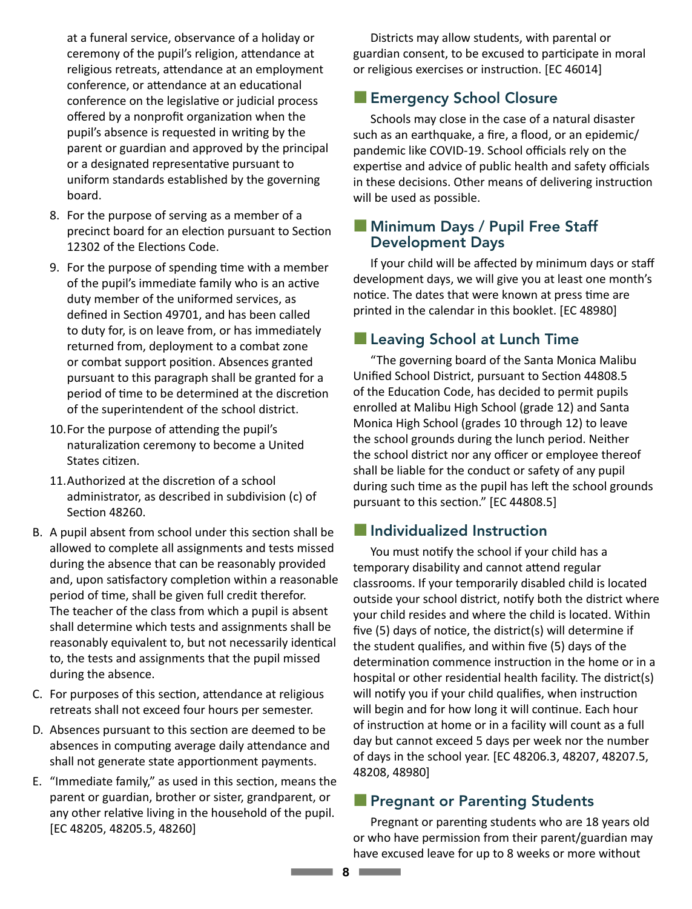at a funeral service, observance of a holiday or ceremony of the pupil's religion, attendance at religious retreats, attendance at an employment conference, or attendance at an educational conference on the legislative or judicial process offered by a nonprofit organization when the pupil's absence is requested in writing by the parent or guardian and approved by the principal or a designated representative pursuant to uniform standards established by the governing board.

8. For the purpose of serving as a member of a precinct board for an election pursuant to Section 12302 of the Elections Code.
9. For the purpose of spending time with a member of the pupil's immediate family who is an active duty member of the uniformed services, as defined in Section 49701, and has been called to duty for, is on leave from, or has immediately returned from, deployment to a combat zone or combat support position. Absences granted pursuant to this paragraph shall be granted for a period of time to be determined at the discretion of the superintendent of the school district.
10. For the purpose of attending the pupil's naturalization ceremony to become a United States citizen.
11. Authorized at the discretion of a school administrator, as described in subdivision (c) of Section 48260.

B. A pupil absent from school under this section shall be allowed to complete all assignments and tests missed during the absence that can be reasonably provided and, upon satisfactory completion within a reasonable period of time, shall be given full credit therefor. The teacher of the class from which a pupil is absent shall determine which tests and assignments shall be reasonably equivalent to, but not necessarily identical to, the tests and assignments that the pupil missed during the absence.

C. For purposes of this section, attendance at religious retreats shall not exceed four hours per semester.

D. Absences pursuant to this section are deemed to be absences in computing average daily attendance and shall not generate state apportionment payments.

E. "Immediate family," as used in this section, means the parent or guardian, brother or sister, grandparent, or any other relative living in the household of the pupil. [EC 48205, 48205.5, 48260]

Districts may allow students, with parental or guardian consent, to be excused to participate in moral or religious exercises or instruction. [EC 46014]

## Emergency School Closure

Schools may close in the case of a natural disaster such as an earthquake, a fire, a flood, or an epidemic/pandemic like COVID-19. School officials rely on the expertise and advice of public health and safety officials in these decisions. Other means of delivering instruction will be used as possible.

## Minimum Days / Pupil Free Staff Development Days

If your child will be affected by minimum days or staff development days, we will give you at least one month's notice. The dates that were known at press time are printed in the calendar in this booklet. [EC 48980]

## Leaving School at Lunch Time

"The governing board of the Santa Monica Malibu Unified School District, pursuant to Section 44808.5 of the Education Code, has decided to permit pupils enrolled at Malibu High School (grade 12) and Santa Monica High School (grades 10 through 12) to leave the school grounds during the lunch period. Neither the school district nor any officer or employee thereof shall be liable for the conduct or safety of any pupil during such time as the pupil has left the school grounds pursuant to this section." [EC 44808.5]

## Individualized Instruction

You must notify the school if your child has a temporary disability and cannot attend regular classrooms. If your temporarily disabled child is located outside your school district, notify both the district where your child resides and where the child is located. Within five (5) days of notice, the district(s) will determine if the student qualifies, and within five (5) days of the determination commence instruction in the home or in a hospital or other residential health facility. The district(s) will notify you if your child qualifies, when instruction will begin and for how long it will continue. Each hour of instruction at home or in a facility will count as a full day but cannot exceed 5 days per week nor the number of days in the school year. [EC 48206.3, 48207, 48207.5, 48208, 48980]

## Pregnant or Parenting Students

Pregnant or parenting students who are 18 years old or who have permission from their parent/guardian may have excused leave for up to 8 weeks or more without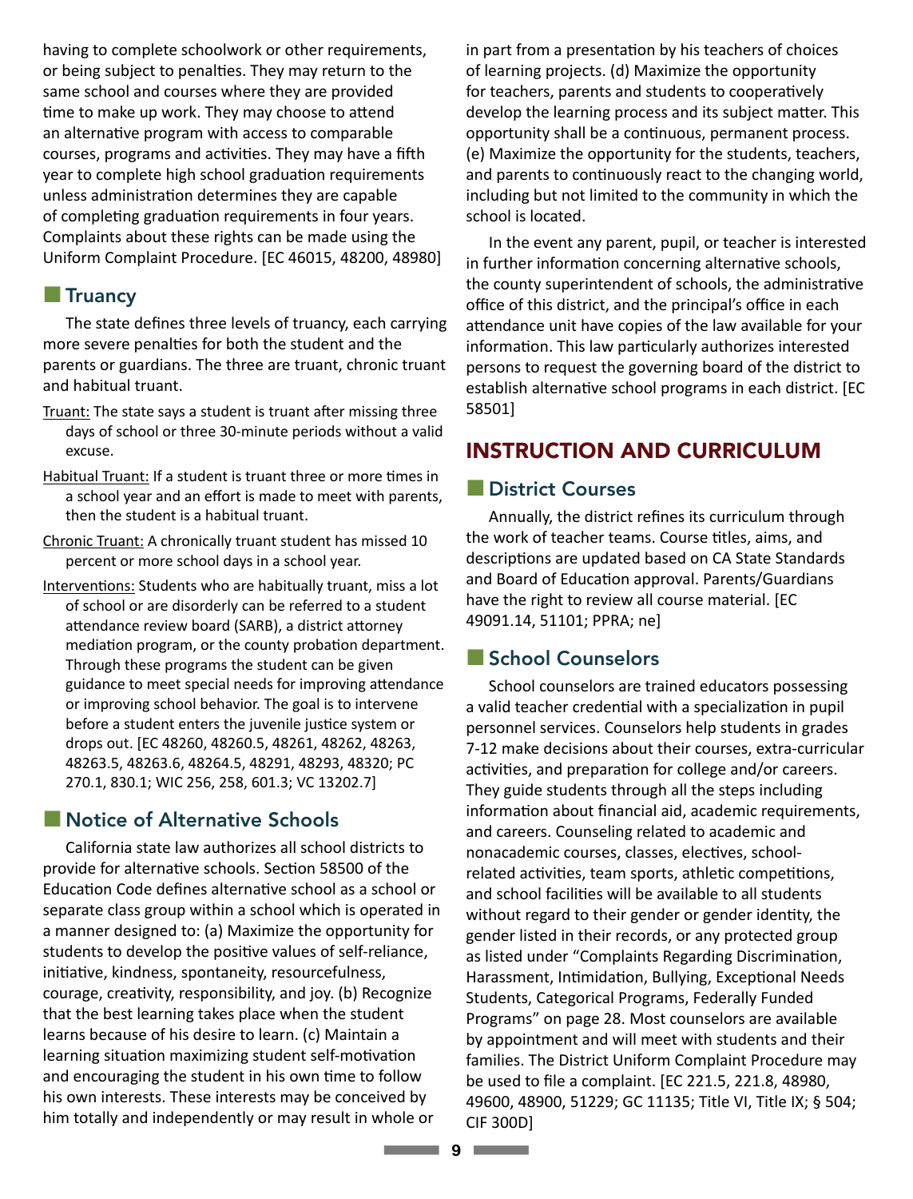having to complete schoolwork or other requirements, or being subject to penalties. They may return to the same school and courses where they are provided time to make up work. They may choose to attend an alternative program with access to comparable courses, programs and activities. They may have a fifth year to complete high school graduation requirements unless administration determines they are capable of completing graduation requirements in four years. Complaints about these rights can be made using the Uniform Complaint Procedure. [EC 46015, 48200, 48980]

## Truancy

The state defines three levels of truancy, each carrying more severe penalties for both the student and the parents or guardians. The three are truant, chronic truant and habitual truant.

Truant: The state says a student is truant after missing three days of school or three 30-minute periods without a valid excuse.

Habitual Truant: If a student is truant three or more times in a school year and an effort is made to meet with parents, then the student is a habitual truant.

Chronic Truant: A chronically truant student has missed 10 percent or more school days in a school year.

Interventions: Students who are habitually truant, miss a lot of school or are disorderly can be referred to a student attendance review board (SARB), a district attorney mediation program, or the county probation department. Through these programs the student can be given guidance to meet special needs for improving attendance or improving school behavior. The goal is to intervene before a student enters the juvenile justice system or drops out. [EC 48260, 48260.5, 48261, 48262, 48263, 48263.5, 48263.6, 48264.5, 48291, 48293, 48320; PC 270.1, 830.1; WIC 256, 258, 601.3; VC 13202.7]

## Notice of Alternative Schools

California state law authorizes all school districts to provide for alternative schools. Section 58500 of the Education Code defines alternative school as a school or separate class group within a school which is operated in a manner designed to: (a) Maximize the opportunity for students to develop the positive values of self-reliance, initiative, kindness, spontaneity, resourcefulness, courage, creativity, responsibility, and joy. (b) Recognize that the best learning takes place when the student learns because of his desire to learn. (c) Maintain a learning situation maximizing student self-motivation and encouraging the student in his own time to follow his own interests. These interests may be conceived by him totally and independently or may result in whole or in part from a presentation by his teachers of choices of learning projects. (d) Maximize the opportunity for teachers, parents and students to cooperatively develop the learning process and its subject matter. This opportunity shall be a continuous, permanent process. (e) Maximize the opportunity for the students, teachers, and parents to continuously react to the changing world, including but not limited to the community in which the school is located.

In the event any parent, pupil, or teacher is interested in further information concerning alternative schools, the county superintendent of schools, the administrative office of this district, and the principal's office in each attendance unit have copies of the law available for your information. This law particularly authorizes interested persons to request the governing board of the district to establish alternative school programs in each district. [EC 58501]

# INSTRUCTION AND CURRICULUM

## District Courses

Annually, the district refines its curriculum through the work of teacher teams. Course titles, aims, and descriptions are updated based on CA State Standards and Board of Education approval. Parents/Guardians have the right to review all course material. [EC 49091.14, 51101; PPRA; ne]

## School Counselors

School counselors are trained educators possessing a valid teacher credential with a specialization in pupil personnel services. Counselors help students in grades 7-12 make decisions about their courses, extra-curricular activities, and preparation for college and/or careers. They guide students through all the steps including information about financial aid, academic requirements, and careers. Counseling related to academic and nonacademic courses, classes, electives, school-related activities, team sports, athletic competitions, and school facilities will be available to all students without regard to their gender or gender identity, the gender listed in their records, or any protected group as listed under "Complaints Regarding Discrimination, Harassment, Intimidation, Bullying, Exceptional Needs Students, Categorical Programs, Federally Funded Programs" on page 28. Most counselors are available by appointment and will meet with students and their families. The District Uniform Complaint Procedure may be used to file a complaint. [EC 221.5, 221.8, 48980, 49600, 48900, 51229; GC 11135; Title VI, Title IX; § 504; CIF 300D]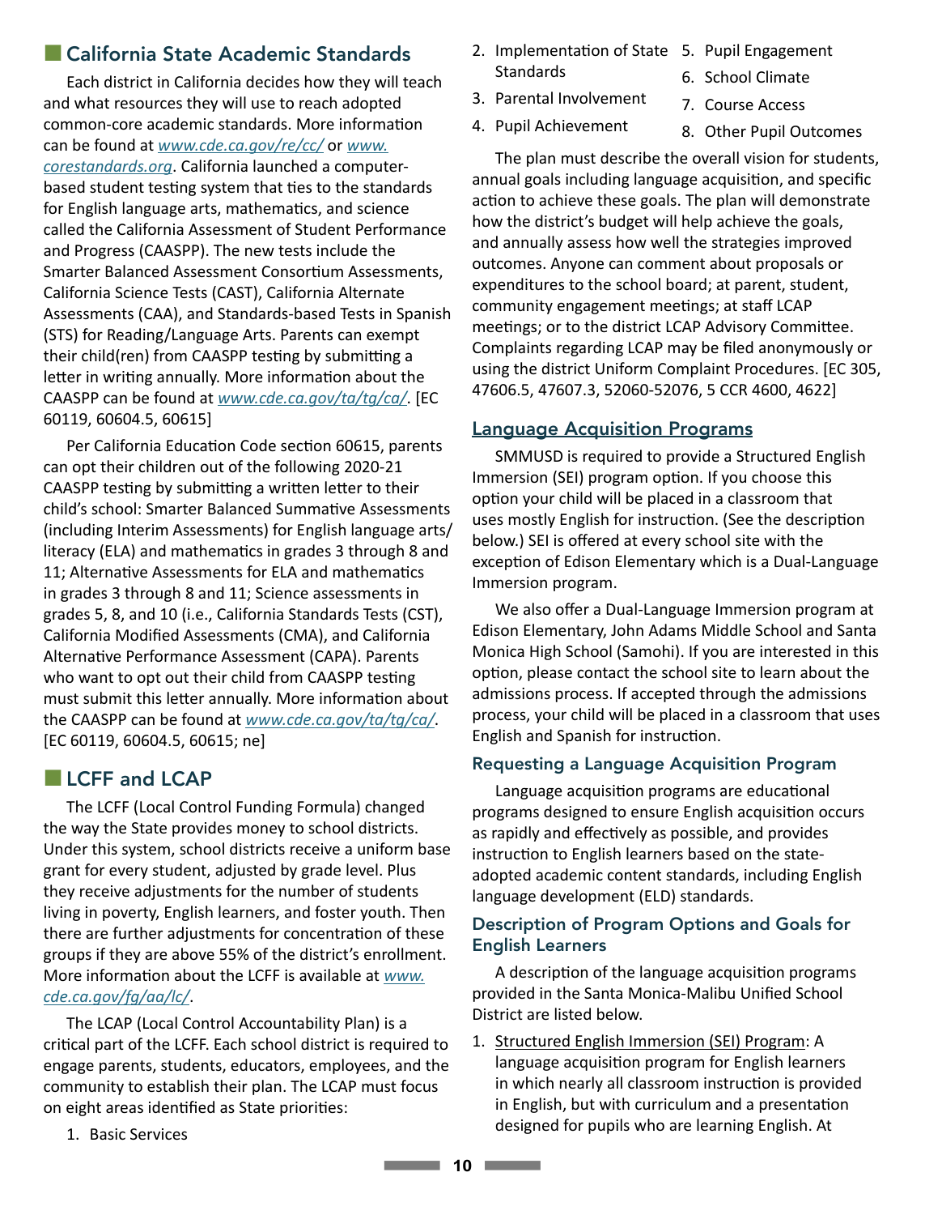## California State Academic Standards

Each district in California decides how they will teach and what resources they will use to reach adopted common-core academic standards. More information can be found at www.cde.ca.gov/re/cc/ or www.corestandards.org. California launched a computer-based student testing system that ties to the standards for English language arts, mathematics, and science called the California Assessment of Student Performance and Progress (CAASPP). The new tests include the Smarter Balanced Assessment Consortium Assessments, California Science Tests (CAST), California Alternate Assessments (CAA), and Standards-based Tests in Spanish (STS) for Reading/Language Arts. Parents can exempt their child(ren) from CAASPP testing by submitting a letter in writing annually. More information about the CAASPP can be found at www.cde.ca.gov/ta/tg/ca/. [EC 60119, 60604.5, 60615]

Per California Education Code section 60615, parents can opt their children out of the following 2020-21 CAASPP testing by submitting a written letter to their child's school: Smarter Balanced Summative Assessments (including Interim Assessments) for English language arts/literacy (ELA) and mathematics in grades 3 through 8 and 11; Alternative Assessments for ELA and mathematics in grades 3 through 8 and 11; Science assessments in grades 5, 8, and 10 (i.e., California Standards Tests (CST), California Modified Assessments (CMA), and California Alternative Performance Assessment (CAPA). Parents who want to opt out their child from CAASPP testing must submit this letter annually. More information about the CAASPP can be found at www.cde.ca.gov/ta/tg/ca/. [EC 60119, 60604.5, 60615; ne]

## LCFF and LCAP

The LCFF (Local Control Funding Formula) changed the way the State provides money to school districts. Under this system, school districts receive a uniform base grant for every student, adjusted by grade level. Plus they receive adjustments for the number of students living in poverty, English learners, and foster youth. Then there are further adjustments for concentration of these groups if they are above 55% of the district's enrollment. More information about the LCFF is available at www.cde.ca.gov/fg/aa/lc/.

The LCAP (Local Control Accountability Plan) is a critical part of the LCFF. Each school district is required to engage parents, students, educators, employees, and the community to establish their plan. The LCAP must focus on eight areas identified as State priorities:

1. Basic Services
2. Implementation of State Standards
3. Parental Involvement
4. Pupil Achievement
5. Pupil Engagement
6. School Climate
7. Course Access
8. Other Pupil Outcomes

The plan must describe the overall vision for students, annual goals including language acquisition, and specific action to achieve these goals. The plan will demonstrate how the district's budget will help achieve the goals, and annually assess how well the strategies improved outcomes. Anyone can comment about proposals or expenditures to the school board; at parent, student, community engagement meetings; at staff LCAP meetings; or to the district LCAP Advisory Committee. Complaints regarding LCAP may be filed anonymously or using the district Uniform Complaint Procedures. [EC 305, 47606.5, 47607.3, 52060-52076, 5 CCR 4600, 4622]

## Language Acquisition Programs

SMMUSD is required to provide a Structured English Immersion (SEI) program option. If you choose this option your child will be placed in a classroom that uses mostly English for instruction. (See the description below.) SEI is offered at every school site with the exception of Edison Elementary which is a Dual-Language Immersion program.

We also offer a Dual-Language Immersion program at Edison Elementary, John Adams Middle School and Santa Monica High School (Samohi). If you are interested in this option, please contact the school site to learn about the admissions process. If accepted through the admissions process, your child will be placed in a classroom that uses English and Spanish for instruction.

### Requesting a Language Acquisition Program

Language acquisition programs are educational programs designed to ensure English acquisition occurs as rapidly and effectively as possible, and provides instruction to English learners based on the state-adopted academic content standards, including English language development (ELD) standards.

### Description of Program Options and Goals for English Learners

A description of the language acquisition programs provided in the Santa Monica-Malibu Unified School District are listed below.

1. Structured English Immersion (SEI) Program: A language acquisition program for English learners in which nearly all classroom instruction is provided in English, but with curriculum and a presentation designed for pupils who are learning English. At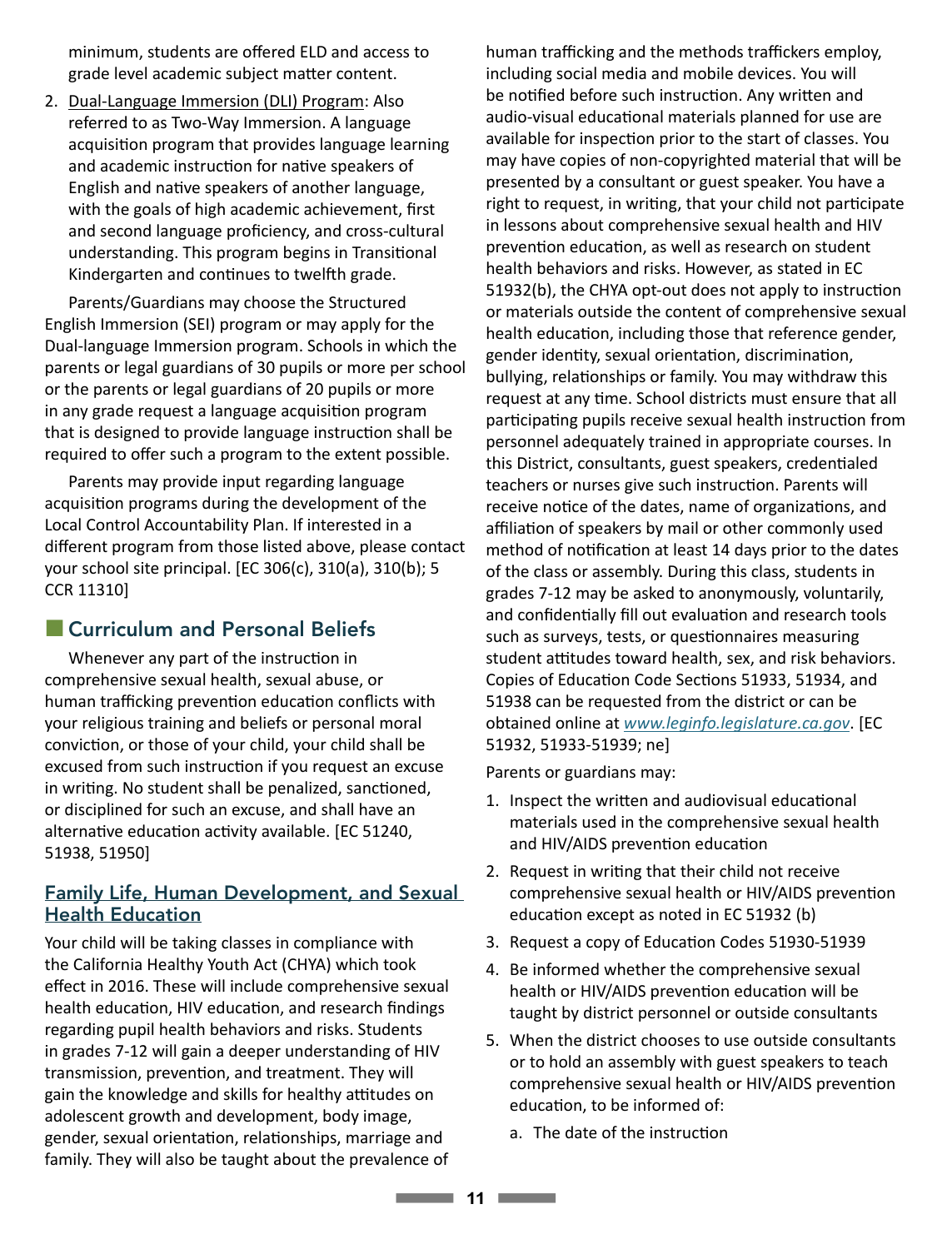minimum, students are offered ELD and access to grade level academic subject matter content.

2. Dual-Language Immersion (DLI) Program: Also referred to as Two-Way Immersion. A language acquisition program that provides language learning and academic instruction for native speakers of English and native speakers of another language, with the goals of high academic achievement, first and second language proficiency, and cross-cultural understanding. This program begins in Transitional Kindergarten and continues to twelfth grade.

Parents/Guardians may choose the Structured English Immersion (SEI) program or may apply for the Dual-language Immersion program. Schools in which the parents or legal guardians of 30 pupils or more per school or the parents or legal guardians of 20 pupils or more in any grade request a language acquisition program that is designed to provide language instruction shall be required to offer such a program to the extent possible.

Parents may provide input regarding language acquisition programs during the development of the Local Control Accountability Plan. If interested in a different program from those listed above, please contact your school site principal. [EC 306(c), 310(a), 310(b); 5 CCR 11310]

## Curriculum and Personal Beliefs

Whenever any part of the instruction in comprehensive sexual health, sexual abuse, or human trafficking prevention education conflicts with your religious training and beliefs or personal moral conviction, or those of your child, your child shall be excused from such instruction if you request an excuse in writing. No student shall be penalized, sanctioned, or disciplined for such an excuse, and shall have an alternative education activity available. [EC 51240, 51938, 51950]

### Family Life, Human Development, and Sexual Health Education

Your child will be taking classes in compliance with the California Healthy Youth Act (CHYA) which took effect in 2016. These will include comprehensive sexual health education, HIV education, and research findings regarding pupil health behaviors and risks. Students in grades 7-12 will gain a deeper understanding of HIV transmission, prevention, and treatment. They will gain the knowledge and skills for healthy attitudes on adolescent growth and development, body image, gender, sexual orientation, relationships, marriage and family. They will also be taught about the prevalence of human trafficking and the methods traffickers employ, including social media and mobile devices. You will be notified before such instruction. Any written and audio-visual educational materials planned for use are available for inspection prior to the start of classes. You may have copies of non-copyrighted material that will be presented by a consultant or guest speaker. You have a right to request, in writing, that your child not participate in lessons about comprehensive sexual health and HIV prevention education, as well as research on student health behaviors and risks. However, as stated in EC 51932(b), the CHYA opt-out does not apply to instruction or materials outside the content of comprehensive sexual health education, including those that reference gender, gender identity, sexual orientation, discrimination, bullying, relationships or family. You may withdraw this request at any time. School districts must ensure that all participating pupils receive sexual health instruction from personnel adequately trained in appropriate courses. In this District, consultants, guest speakers, credentialed teachers or nurses give such instruction. Parents will receive notice of the dates, name of organizations, and affiliation of speakers by mail or other commonly used method of notification at least 14 days prior to the dates of the class or assembly. During this class, students in grades 7-12 may be asked to anonymously, voluntarily, and confidentially fill out evaluation and research tools such as surveys, tests, or questionnaires measuring student attitudes toward health, sex, and risk behaviors. Copies of Education Code Sections 51933, 51934, and 51938 can be requested from the district or can be obtained online at *www.leginfo.legislature.ca.gov*. [EC 51932, 51933-51939; ne]

Parents or guardians may:

1. Inspect the written and audiovisual educational materials used in the comprehensive sexual health and HIV/AIDS prevention education
2. Request in writing that their child not receive comprehensive sexual health or HIV/AIDS prevention education except as noted in EC 51932 (b)
3. Request a copy of Education Codes 51930-51939
4. Be informed whether the comprehensive sexual health or HIV/AIDS prevention education will be taught by district personnel or outside consultants
5. When the district chooses to use outside consultants or to hold an assembly with guest speakers to teach comprehensive sexual health or HIV/AIDS prevention education, to be informed of:
   a. The date of the instruction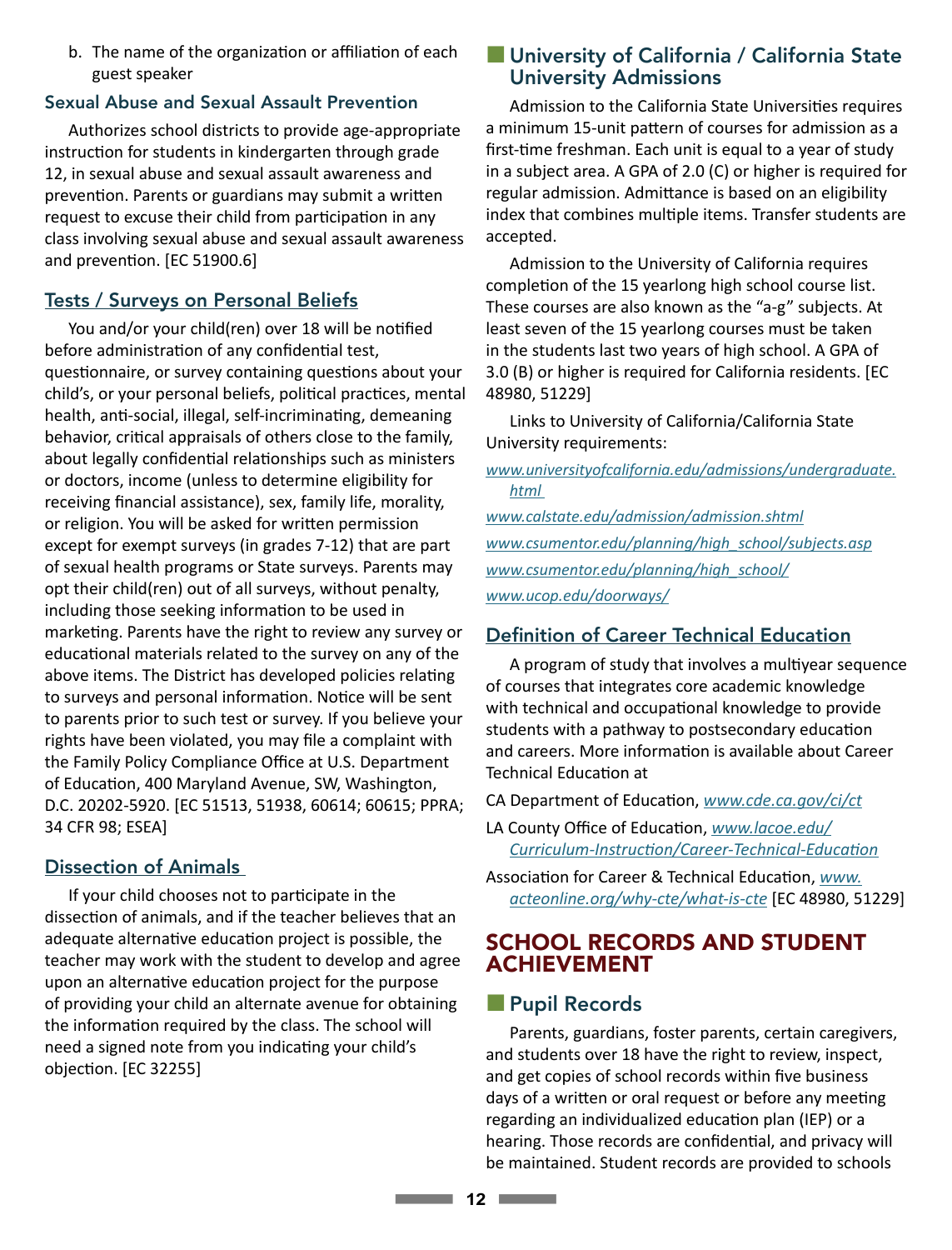b. The name of the organization or affiliation of each guest speaker

### Sexual Abuse and Sexual Assault Prevention

Authorizes school districts to provide age-appropriate instruction for students in kindergarten through grade 12, in sexual abuse and sexual assault awareness and prevention. Parents or guardians may submit a written request to excuse their child from participation in any class involving sexual abuse and sexual assault awareness and prevention. [EC 51900.6]

### Tests / Surveys on Personal Beliefs

You and/or your child(ren) over 18 will be notified before administration of any confidential test, questionnaire, or survey containing questions about your child's, or your personal beliefs, political practices, mental health, anti-social, illegal, self-incriminating, demeaning behavior, critical appraisals of others close to the family, about legally confidential relationships such as ministers or doctors, income (unless to determine eligibility for receiving financial assistance), sex, family life, morality, or religion. You will be asked for written permission except for exempt surveys (in grades 7-12) that are part of sexual health programs or State surveys. Parents may opt their child(ren) out of all surveys, without penalty, including those seeking information to be used in marketing. Parents have the right to review any survey or educational materials related to the survey on any of the above items. The District has developed policies relating to surveys and personal information. Notice will be sent to parents prior to such test or survey. If you believe your rights have been violated, you may file a complaint with the Family Policy Compliance Office at U.S. Department of Education, 400 Maryland Avenue, SW, Washington, D.C. 20202-5920. [EC 51513, 51938, 60614; 60615; PPRA; 34 CFR 98; ESEA]

### Dissection of Animals

If your child chooses not to participate in the dissection of animals, and if the teacher believes that an adequate alternative education project is possible, the teacher may work with the student to develop and agree upon an alternative education project for the purpose of providing your child an alternate avenue for obtaining the information required by the class. The school will need a signed note from you indicating your child's objection. [EC 32255]

## University of California / California State University Admissions

Admission to the California State Universities requires a minimum 15-unit pattern of courses for admission as a first-time freshman. Each unit is equal to a year of study in a subject area. A GPA of 2.0 (C) or higher is required for regular admission. Admittance is based on an eligibility index that combines multiple items. Transfer students are accepted.

Admission to the University of California requires completion of the 15 yearlong high school course list. These courses are also known as the "a-g" subjects. At least seven of the 15 yearlong courses must be taken in the students last two years of high school. A GPA of 3.0 (B) or higher is required for California residents. [EC 48980, 51229]

Links to University of California/California State University requirements:

*www.universityofcalifornia.edu/admissions/undergraduate.html*

*www.calstate.edu/admission/admission.shtml*

*www.csumentor.edu/planning/high_school/subjects.asp*

*www.csumentor.edu/planning/high_school/*

*www.ucop.edu/doorways/*

### Definition of Career Technical Education

A program of study that involves a multiyear sequence of courses that integrates core academic knowledge with technical and occupational knowledge to provide students with a pathway to postsecondary education and careers. More information is available about Career Technical Education at

CA Department of Education, *www.cde.ca.gov/ci/ct*

LA County Office of Education, *www.lacoe.edu/Curriculum-Instruction/Career-Technical-Education*

Association for Career & Technical Education, *www.acteonline.org/why-cte/what-is-cte* [EC 48980, 51229]

# SCHOOL RECORDS AND STUDENT ACHIEVEMENT

## Pupil Records

Parents, guardians, foster parents, certain caregivers, and students over 18 have the right to review, inspect, and get copies of school records within five business days of a written or oral request or before any meeting regarding an individualized education plan (IEP) or a hearing. Those records are confidential, and privacy will be maintained. Student records are provided to schools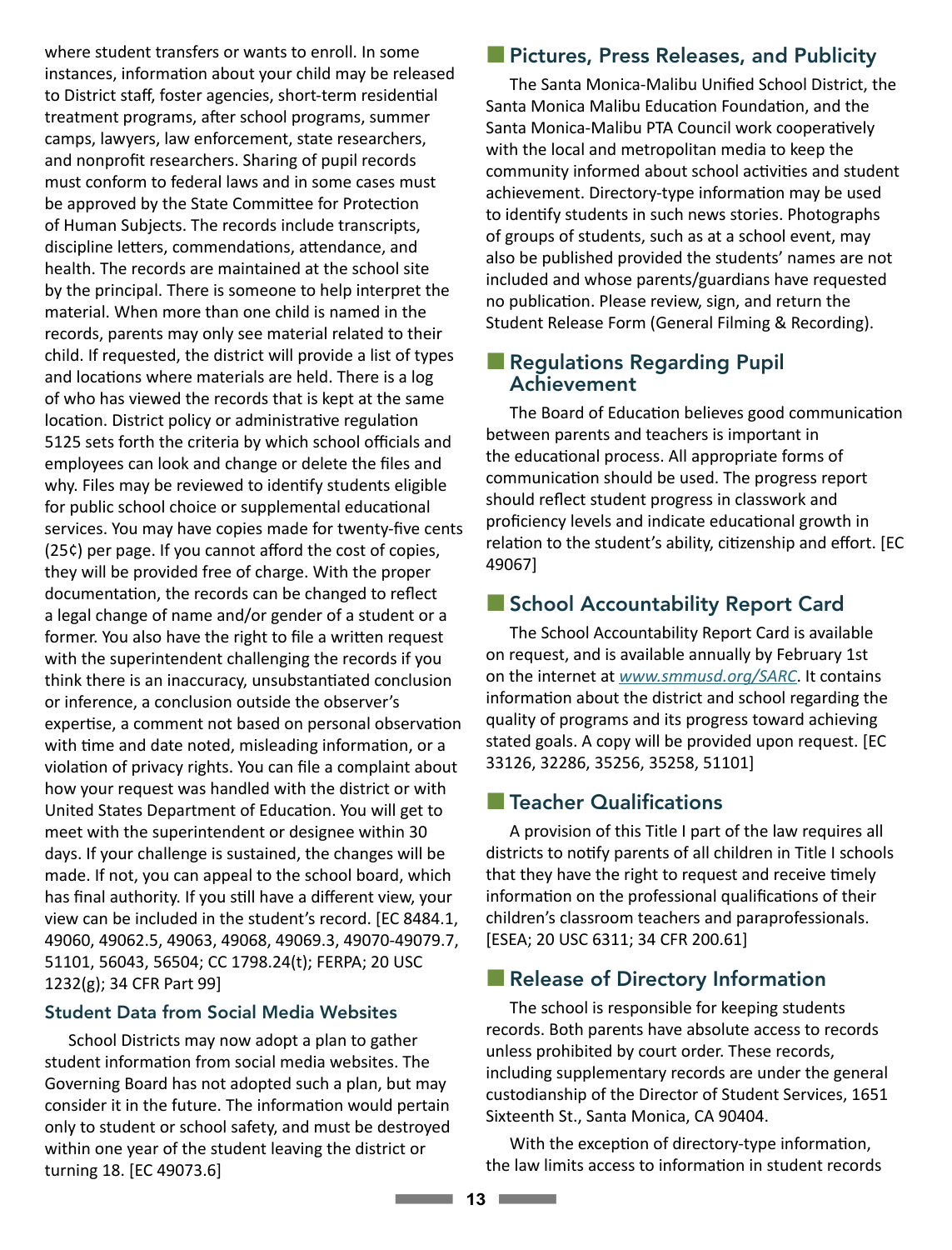where student transfers or wants to enroll. In some instances, information about your child may be released to District staff, foster agencies, short-term residential treatment programs, after school programs, summer camps, lawyers, law enforcement, state researchers, and nonprofit researchers. Sharing of pupil records must conform to federal laws and in some cases must be approved by the State Committee for Protection of Human Subjects. The records include transcripts, discipline letters, commendations, attendance, and health. The records are maintained at the school site by the principal. There is someone to help interpret the material. When more than one child is named in the records, parents may only see material related to their child. If requested, the district will provide a list of types and locations where materials are held. There is a log of who has viewed the records that is kept at the same location. District policy or administrative regulation 5125 sets forth the criteria by which school officials and employees can look and change or delete the files and why. Files may be reviewed to identify students eligible for public school choice or supplemental educational services. You may have copies made for twenty-five cents (25¢) per page. If you cannot afford the cost of copies, they will be provided free of charge. With the proper documentation, the records can be changed to reflect a legal change of name and/or gender of a student or a former. You also have the right to file a written request with the superintendent challenging the records if you think there is an inaccuracy, unsubstantiated conclusion or inference, a conclusion outside the observer's expertise, a comment not based on personal observation with time and date noted, misleading information, or a violation of privacy rights. You can file a complaint about how your request was handled with the district or with United States Department of Education. You will get to meet with the superintendent or designee within 30 days. If your challenge is sustained, the changes will be made. If not, you can appeal to the school board, which has final authority. If you still have a different view, your view can be included in the student's record. [EC 8484.1, 49060, 49062.5, 49063, 49068, 49069.3, 49070-49079.7, 51101, 56043, 56504; CC 1798.24(t); FERPA; 20 USC 1232(g); 34 CFR Part 99]

### Student Data from Social Media Websites

School Districts may now adopt a plan to gather student information from social media websites. The Governing Board has not adopted such a plan, but may consider it in the future. The information would pertain only to student or school safety, and must be destroyed within one year of the student leaving the district or turning 18. [EC 49073.6]

## Pictures, Press Releases, and Publicity

The Santa Monica-Malibu Unified School District, the Santa Monica Malibu Education Foundation, and the Santa Monica-Malibu PTA Council work cooperatively with the local and metropolitan media to keep the community informed about school activities and student achievement. Directory-type information may be used to identify students in such news stories. Photographs of groups of students, such as at a school event, may also be published provided the students' names are not included and whose parents/guardians have requested no publication. Please review, sign, and return the Student Release Form (General Filming & Recording).

## Regulations Regarding Pupil Achievement

The Board of Education believes good communication between parents and teachers is important in the educational process. All appropriate forms of communication should be used. The progress report should reflect student progress in classwork and proficiency levels and indicate educational growth in relation to the student's ability, citizenship and effort. [EC 49067]

## School Accountability Report Card

The School Accountability Report Card is available on request, and is available annually by February 1st on the internet at *www.smmusd.org/SARC*. It contains information about the district and school regarding the quality of programs and its progress toward achieving stated goals. A copy will be provided upon request. [EC 33126, 32286, 35256, 35258, 51101]

## Teacher Qualifications

A provision of this Title I part of the law requires all districts to notify parents of all children in Title I schools that they have the right to request and receive timely information on the professional qualifications of their children's classroom teachers and paraprofessionals. [ESEA; 20 USC 6311; 34 CFR 200.61]

## Release of Directory Information

The school is responsible for keeping students records. Both parents have absolute access to records unless prohibited by court order. These records, including supplementary records are under the general custodianship of the Director of Student Services, 1651 Sixteenth St., Santa Monica, CA 90404.

With the exception of directory-type information, the law limits access to information in student records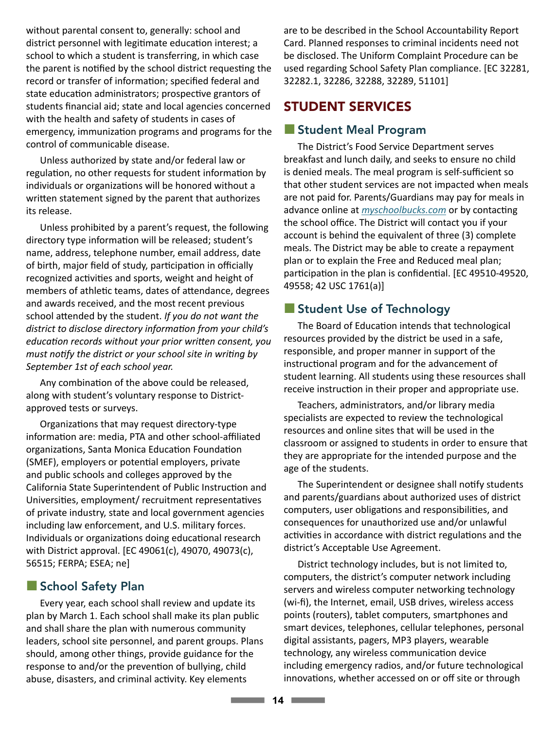without parental consent to, generally: school and district personnel with legitimate education interest; a school to which a student is transferring, in which case the parent is notified by the school district requesting the record or transfer of information; specified federal and state education administrators; prospective grantors of students financial aid; state and local agencies concerned with the health and safety of students in cases of emergency, immunization programs and programs for the control of communicable disease.

Unless authorized by state and/or federal law or regulation, no other requests for student information by individuals or organizations will be honored without a written statement signed by the parent that authorizes its release.

Unless prohibited by a parent's request, the following directory type information will be released; student's name, address, telephone number, email address, date of birth, major field of study, participation in officially recognized activities and sports, weight and height of members of athletic teams, dates of attendance, degrees and awards received, and the most recent previous school attended by the student. *If you do not want the district to disclose directory information from your child's education records without your prior written consent, you must notify the district or your school site in writing by September 1st of each school year.*

Any combination of the above could be released, along with student's voluntary response to District-approved tests or surveys.

Organizations that may request directory-type information are: media, PTA and other school-affiliated organizations, Santa Monica Education Foundation (SMEF), employers or potential employers, private and public schools and colleges approved by the California State Superintendent of Public Instruction and Universities, employment/ recruitment representatives of private industry, state and local government agencies including law enforcement, and U.S. military forces. Individuals or organizations doing educational research with District approval. [EC 49061(c), 49070, 49073(c), 56515; FERPA; ESEA; ne]

### School Safety Plan

Every year, each school shall review and update its plan by March 1. Each school shall make its plan public and shall share the plan with numerous community leaders, school site personnel, and parent groups. Plans should, among other things, provide guidance for the response to and/or the prevention of bullying, child abuse, disasters, and criminal activity. Key elements are to be described in the School Accountability Report Card. Planned responses to criminal incidents need not be disclosed. The Uniform Complaint Procedure can be used regarding School Safety Plan compliance. [EC 32281, 32282.1, 32286, 32288, 32289, 51101]

## STUDENT SERVICES

### Student Meal Program

The District's Food Service Department serves breakfast and lunch daily, and seeks to ensure no child is denied meals. The meal program is self-sufficient so that other student services are not impacted when meals are not paid for. Parents/Guardians may pay for meals in advance online at *myschoolbucks.com* or by contacting the school office. The District will contact you if your account is behind the equivalent of three (3) complete meals. The District may be able to create a repayment plan or to explain the Free and Reduced meal plan; participation in the plan is confidential. [EC 49510-49520, 49558; 42 USC 1761(a)]

### Student Use of Technology

The Board of Education intends that technological resources provided by the district be used in a safe, responsible, and proper manner in support of the instructional program and for the advancement of student learning. All students using these resources shall receive instruction in their proper and appropriate use.

Teachers, administrators, and/or library media specialists are expected to review the technological resources and online sites that will be used in the classroom or assigned to students in order to ensure that they are appropriate for the intended purpose and the age of the students.

The Superintendent or designee shall notify students and parents/guardians about authorized uses of district computers, user obligations and responsibilities, and consequences for unauthorized use and/or unlawful activities in accordance with district regulations and the district's Acceptable Use Agreement.

District technology includes, but is not limited to, computers, the district's computer network including servers and wireless computer networking technology (wi-fi), the Internet, email, USB drives, wireless access points (routers), tablet computers, smartphones and smart devices, telephones, cellular telephones, personal digital assistants, pagers, MP3 players, wearable technology, any wireless communication device including emergency radios, and/or future technological innovations, whether accessed on or off site or through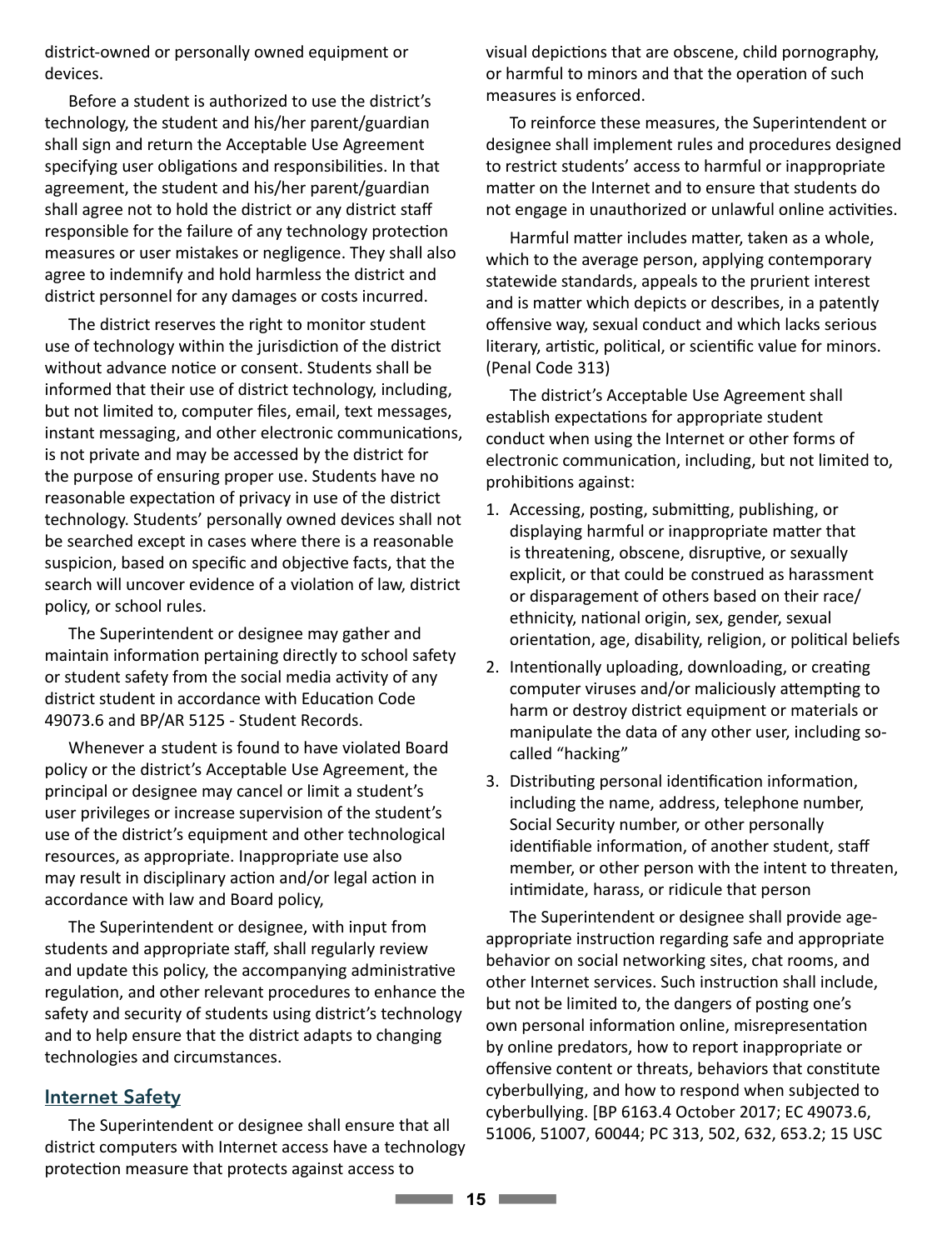district-owned or personally owned equipment or devices.

Before a student is authorized to use the district's technology, the student and his/her parent/guardian shall sign and return the Acceptable Use Agreement specifying user obligations and responsibilities. In that agreement, the student and his/her parent/guardian shall agree not to hold the district or any district staff responsible for the failure of any technology protection measures or user mistakes or negligence. They shall also agree to indemnify and hold harmless the district and district personnel for any damages or costs incurred.

The district reserves the right to monitor student use of technology within the jurisdiction of the district without advance notice or consent. Students shall be informed that their use of district technology, including, but not limited to, computer files, email, text messages, instant messaging, and other electronic communications, is not private and may be accessed by the district for the purpose of ensuring proper use. Students have no reasonable expectation of privacy in use of the district technology. Students' personally owned devices shall not be searched except in cases where there is a reasonable suspicion, based on specific and objective facts, that the search will uncover evidence of a violation of law, district policy, or school rules.

The Superintendent or designee may gather and maintain information pertaining directly to school safety or student safety from the social media activity of any district student in accordance with Education Code 49073.6 and BP/AR 5125 - Student Records.

Whenever a student is found to have violated Board policy or the district's Acceptable Use Agreement, the principal or designee may cancel or limit a student's user privileges or increase supervision of the student's use of the district's equipment and other technological resources, as appropriate. Inappropriate use also may result in disciplinary action and/or legal action in accordance with law and Board policy,

The Superintendent or designee, with input from students and appropriate staff, shall regularly review and update this policy, the accompanying administrative regulation, and other relevant procedures to enhance the safety and security of students using district's technology and to help ensure that the district adapts to changing technologies and circumstances.

## Internet Safety

The Superintendent or designee shall ensure that all district computers with Internet access have a technology protection measure that protects against access to visual depictions that are obscene, child pornography, or harmful to minors and that the operation of such measures is enforced.

To reinforce these measures, the Superintendent or designee shall implement rules and procedures designed to restrict students' access to harmful or inappropriate matter on the Internet and to ensure that students do not engage in unauthorized or unlawful online activities.

Harmful matter includes matter, taken as a whole, which to the average person, applying contemporary statewide standards, appeals to the prurient interest and is matter which depicts or describes, in a patently offensive way, sexual conduct and which lacks serious literary, artistic, political, or scientific value for minors. (Penal Code 313)

The district's Acceptable Use Agreement shall establish expectations for appropriate student conduct when using the Internet or other forms of electronic communication, including, but not limited to, prohibitions against:

1. Accessing, posting, submitting, publishing, or displaying harmful or inappropriate matter that is threatening, obscene, disruptive, or sexually explicit, or that could be construed as harassment or disparagement of others based on their race/ethnicity, national origin, sex, gender, sexual orientation, age, disability, religion, or political beliefs
2. Intentionally uploading, downloading, or creating computer viruses and/or maliciously attempting to harm or destroy district equipment or materials or manipulate the data of any other user, including so-called "hacking"
3. Distributing personal identification information, including the name, address, telephone number, Social Security number, or other personally identifiable information, of another student, staff member, or other person with the intent to threaten, intimidate, harass, or ridicule that person

The Superintendent or designee shall provide age-appropriate instruction regarding safe and appropriate behavior on social networking sites, chat rooms, and other Internet services. Such instruction shall include, but not be limited to, the dangers of posting one's own personal information online, misrepresentation by online predators, how to report inappropriate or offensive content or threats, behaviors that constitute cyberbullying, and how to respond when subjected to cyberbullying. [BP 6163.4 October 2017; EC 49073.6, 51006, 51007, 60044; PC 313, 502, 632, 653.2; 15 USC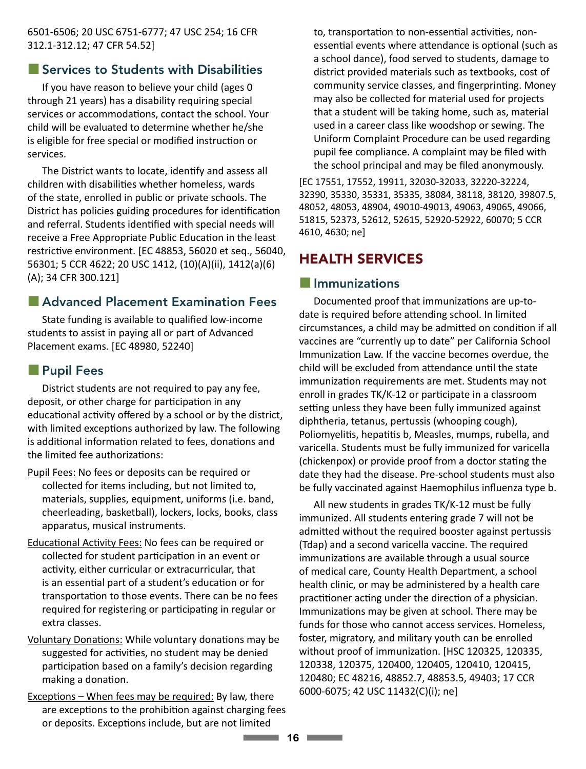6501-6506; 20 USC 6751-6777; 47 USC 254; 16 CFR 312.1-312.12; 47 CFR 54.52]

### Services to Students with Disabilities

If you have reason to believe your child (ages 0 through 21 years) has a disability requiring special services or accommodations, contact the school. Your child will be evaluated to determine whether he/she is eligible for free special or modified instruction or services.

The District wants to locate, identify and assess all children with disabilities whether homeless, wards of the state, enrolled in public or private schools. The District has policies guiding procedures for identification and referral. Students identified with special needs will receive a Free Appropriate Public Education in the least restrictive environment. [EC 48853, 56020 et seq., 56040, 56301; 5 CCR 4622; 20 USC 1412, (10)(A)(ii), 1412(a)(6)(A); 34 CFR 300.121]

### Advanced Placement Examination Fees

State funding is available to qualified low-income students to assist in paying all or part of Advanced Placement exams. [EC 48980, 52240]

### Pupil Fees

District students are not required to pay any fee, deposit, or other charge for participation in any educational activity offered by a school or by the district, with limited exceptions authorized by law. The following is additional information related to fees, donations and the limited fee authorizations:

Pupil Fees: No fees or deposits can be required or collected for items including, but not limited to, materials, supplies, equipment, uniforms (i.e. band, cheerleading, basketball), lockers, locks, books, class apparatus, musical instruments.

Educational Activity Fees: No fees can be required or collected for student participation in an event or activity, either curricular or extracurricular, that is an essential part of a student's education or for transportation to those events. There can be no fees required for registering or participating in regular or extra classes.

Voluntary Donations: While voluntary donations may be suggested for activities, no student may be denied participation based on a family's decision regarding making a donation.

Exceptions – When fees may be required: By law, there are exceptions to the prohibition against charging fees or deposits. Exceptions include, but are not limited to, transportation to non-essential activities, non-essential events where attendance is optional (such as a school dance), food served to students, damage to district provided materials such as textbooks, cost of community service classes, and fingerprinting. Money may also be collected for material used for projects that a student will be taking home, such as, material used in a career class like woodshop or sewing. The Uniform Complaint Procedure can be used regarding pupil fee compliance. A complaint may be filed with the school principal and may be filed anonymously.

[EC 17551, 17552, 19911, 32030-32033, 32220-32224, 32390, 35330, 35331, 35335, 38084, 38118, 38120, 39807.5, 48052, 48053, 48904, 49010-49013, 49063, 49065, 49066, 51815, 52373, 52612, 52615, 52920-52922, 60070; 5 CCR 4610, 4630; ne]

## HEALTH SERVICES

### Immunizations

Documented proof that immunizations are up-to-date is required before attending school. In limited circumstances, a child may be admitted on condition if all vaccines are "currently up to date" per California School Immunization Law. If the vaccine becomes overdue, the child will be excluded from attendance until the state immunization requirements are met. Students may not enroll in grades TK/K-12 or participate in a classroom setting unless they have been fully immunized against diphtheria, tetanus, pertussis (whooping cough), Poliomyelitis, hepatitis b, Measles, mumps, rubella, and varicella. Students must be fully immunized for varicella (chickenpox) or provide proof from a doctor stating the date they had the disease. Pre-school students must also be fully vaccinated against Haemophilus influenza type b.

All new students in grades TK/K-12 must be fully immunized. All students entering grade 7 will not be admitted without the required booster against pertussis (Tdap) and a second varicella vaccine. The required immunizations are available through a usual source of medical care, County Health Department, a school health clinic, or may be administered by a health care practitioner acting under the direction of a physician. Immunizations may be given at school. There may be funds for those who cannot access services. Homeless, foster, migratory, and military youth can be enrolled without proof of immunization. [HSC 120325, 120335, 120338, 120375, 120400, 120405, 120410, 120415, 120480; EC 48216, 48852.7, 48853.5, 49403; 17 CCR 6000-6075; 42 USC 11432(C)(i); ne]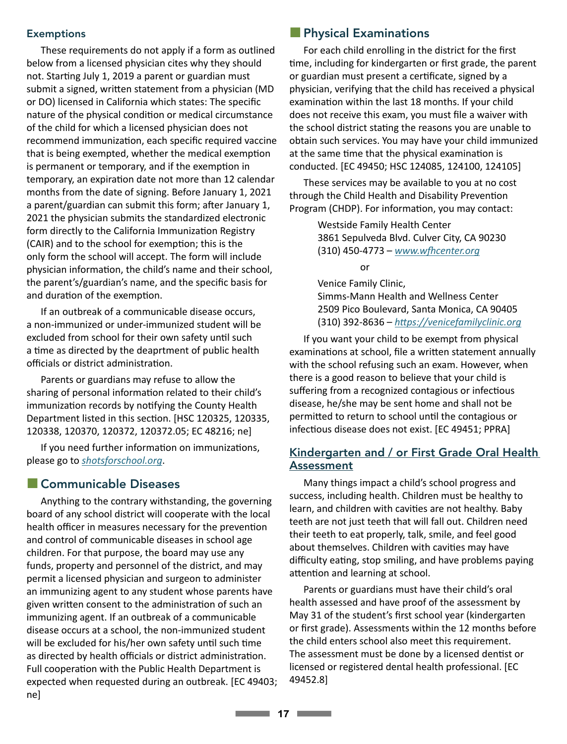### Exemptions

These requirements do not apply if a form as outlined below from a licensed physician cites why they should not. Starting July 1, 2019 a parent or guardian must submit a signed, written statement from a physician (MD or DO) licensed in California which states: The specific nature of the physical condition or medical circumstance of the child for which a licensed physician does not recommend immunization, each specific required vaccine that is being exempted, whether the medical exemption is permanent or temporary, and if the exemption in temporary, an expiration date not more than 12 calendar months from the date of signing. Before January 1, 2021 a parent/guardian can submit this form; after January 1, 2021 the physician submits the standardized electronic form directly to the California Immunization Registry (CAIR) and to the school for exemption; this is the only form the school will accept. The form will include physician information, the child's name and their school, the parent's/guardian's name, and the specific basis for and duration of the exemption.

If an outbreak of a communicable disease occurs, a non-immunized or under-immunized student will be excluded from school for their own safety until such a time as directed by the deaprtment of public health officials or district administration.

Parents or guardians may refuse to allow the sharing of personal information related to their child's immunization records by notifying the County Health Department listed in this section. [HSC 120325, 120335, 120338, 120370, 120372, 120372.05; EC 48216; ne]

If you need further information on immunizations, please go to *shotsforschool.org*.

## Communicable Diseases

Anything to the contrary withstanding, the governing board of any school district will cooperate with the local health officer in measures necessary for the prevention and control of communicable diseases in school age children. For that purpose, the board may use any funds, property and personnel of the district, and may permit a licensed physician and surgeon to administer an immunizing agent to any student whose parents have given written consent to the administration of such an immunizing agent. If an outbreak of a communicable disease occurs at a school, the non-immunized student will be excluded for his/her own safety until such time as directed by health officials or district administration. Full cooperation with the Public Health Department is expected when requested during an outbreak. [EC 49403; ne]

## Physical Examinations

For each child enrolling in the district for the first time, including for kindergarten or first grade, the parent or guardian must present a certificate, signed by a physician, verifying that the child has received a physical examination within the last 18 months. If your child does not receive this exam, you must file a waiver with the school district stating the reasons you are unable to obtain such services. You may have your child immunized at the same time that the physical examination is conducted. [EC 49450; HSC 124085, 124100, 124105]

These services may be available to you at no cost through the Child Health and Disability Prevention Program (CHDP). For information, you may contact:

Westside Family Health Center
3861 Sepulveda Blvd. Culver City, CA 90230
(310) 450-4773 – *www.wfhcenter.org*

or

Venice Family Clinic,
Simms-Mann Health and Wellness Center
2509 Pico Boulevard, Santa Monica, CA 90405
(310) 392-8636 – *https://venicefamilyclinic.org*

If you want your child to be exempt from physical examinations at school, file a written statement annually with the school refusing such an exam. However, when there is a good reason to believe that your child is suffering from a recognized contagious or infectious disease, he/she may be sent home and shall not be permitted to return to school until the contagious or infectious disease does not exist. [EC 49451; PPRA]

### Kindergarten and / or First Grade Oral Health Assessment

Many things impact a child's school progress and success, including health. Children must be healthy to learn, and children with cavities are not healthy. Baby teeth are not just teeth that will fall out. Children need their teeth to eat properly, talk, smile, and feel good about themselves. Children with cavities may have difficulty eating, stop smiling, and have problems paying attention and learning at school.

Parents or guardians must have their child's oral health assessed and have proof of the assessment by May 31 of the student's first school year (kindergarten or first grade). Assessments within the 12 months before the child enters school also meet this requirement. The assessment must be done by a licensed dentist or licensed or registered dental health professional. [EC 49452.8]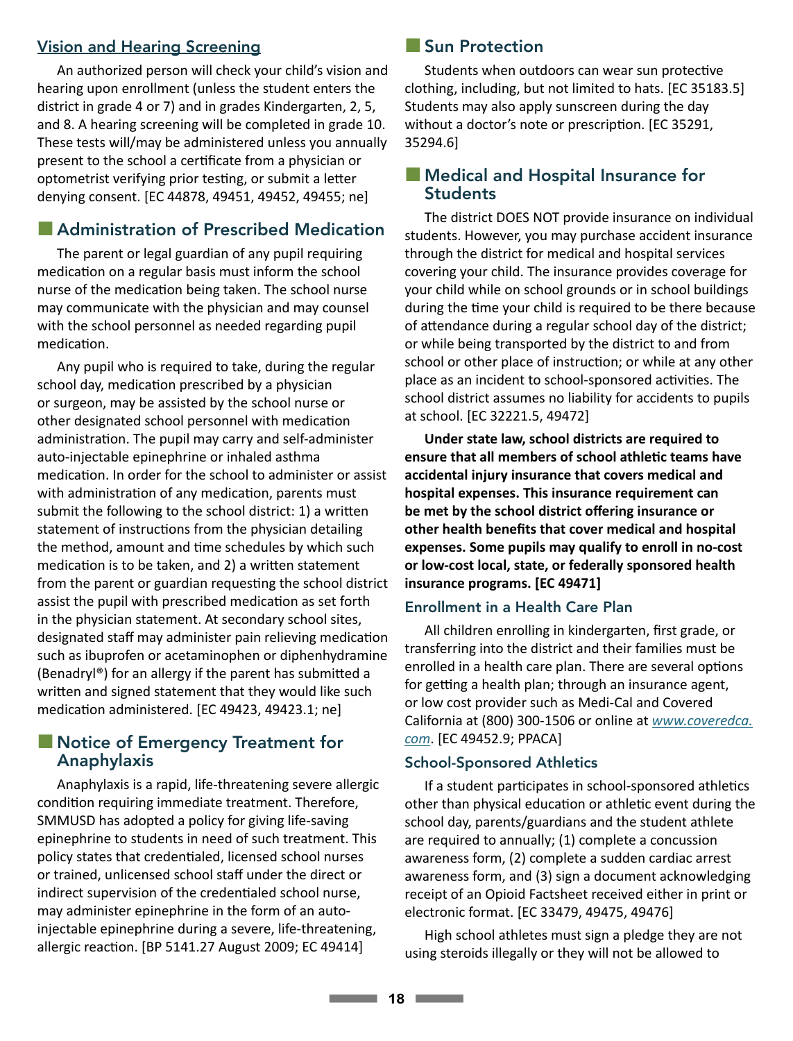### Vision and Hearing Screening

An authorized person will check your child's vision and hearing upon enrollment (unless the student enters the district in grade 4 or 7) and in grades Kindergarten, 2, 5, and 8. A hearing screening will be completed in grade 10. These tests will/may be administered unless you annually present to the school a certificate from a physician or optometrist verifying prior testing, or submit a letter denying consent. [EC 44878, 49451, 49452, 49455; ne]

## Administration of Prescribed Medication

The parent or legal guardian of any pupil requiring medication on a regular basis must inform the school nurse of the medication being taken. The school nurse may communicate with the physician and may counsel with the school personnel as needed regarding pupil medication.

Any pupil who is required to take, during the regular school day, medication prescribed by a physician or surgeon, may be assisted by the school nurse or other designated school personnel with medication administration. The pupil may carry and self-administer auto-injectable epinephrine or inhaled asthma medication. In order for the school to administer or assist with administration of any medication, parents must submit the following to the school district: 1) a written statement of instructions from the physician detailing the method, amount and time schedules by which such medication is to be taken, and 2) a written statement from the parent or guardian requesting the school district assist the pupil with prescribed medication as set forth in the physician statement. At secondary school sites, designated staff may administer pain relieving medication such as ibuprofen or acetaminophen or diphenhydramine (Benadryl®) for an allergy if the parent has submitted a written and signed statement that they would like such medication administered. [EC 49423, 49423.1; ne]

## Notice of Emergency Treatment for Anaphylaxis

Anaphylaxis is a rapid, life-threatening severe allergic condition requiring immediate treatment. Therefore, SMMUSD has adopted a policy for giving life-saving epinephrine to students in need of such treatment. This policy states that credentialed, licensed school nurses or trained, unlicensed school staff under the direct or indirect supervision of the credentialed school nurse, may administer epinephrine in the form of an auto-injectable epinephrine during a severe, life-threatening, allergic reaction. [BP 5141.27 August 2009; EC 49414]

## Sun Protection

Students when outdoors can wear sun protective clothing, including, but not limited to hats. [EC 35183.5] Students may also apply sunscreen during the day without a doctor's note or prescription. [EC 35291, 35294.6]

## Medical and Hospital Insurance for Students

The district DOES NOT provide insurance on individual students. However, you may purchase accident insurance through the district for medical and hospital services covering your child. The insurance provides coverage for your child while on school grounds or in school buildings during the time your child is required to be there because of attendance during a regular school day of the district; or while being transported by the district to and from school or other place of instruction; or while at any other place as an incident to school-sponsored activities. The school district assumes no liability for accidents to pupils at school. [EC 32221.5, 49472]

**Under state law, school districts are required to ensure that all members of school athletic teams have accidental injury insurance that covers medical and hospital expenses. This insurance requirement can be met by the school district offering insurance or other health benefits that cover medical and hospital expenses. Some pupils may qualify to enroll in no-cost or low-cost local, state, or federally sponsored health insurance programs. [EC 49471]**

### Enrollment in a Health Care Plan

All children enrolling in kindergarten, first grade, or transferring into the district and their families must be enrolled in a health care plan. There are several options for getting a health plan; through an insurance agent, or low cost provider such as Medi-Cal and Covered California at (800) 300-1506 or online at *www.coveredca.com*. [EC 49452.9; PPACA]

### School-Sponsored Athletics

If a student participates in school-sponsored athletics other than physical education or athletic event during the school day, parents/guardians and the student athlete are required to annually; (1) complete a concussion awareness form, (2) complete a sudden cardiac arrest awareness form, and (3) sign a document acknowledging receipt of an Opioid Factsheet received either in print or electronic format. [EC 33479, 49475, 49476]

High school athletes must sign a pledge they are not using steroids illegally or they will not be allowed to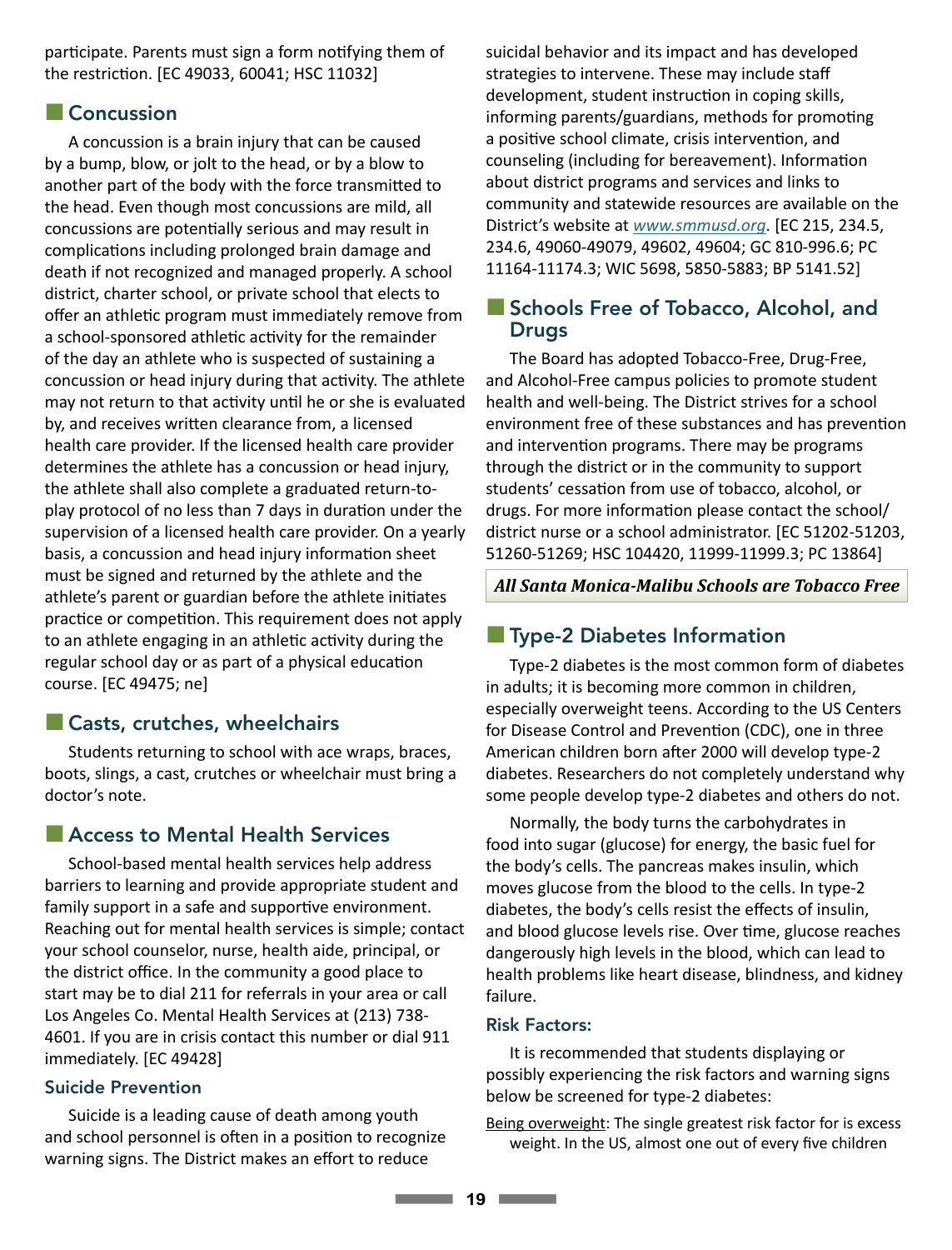participate. Parents must sign a form notifying them of the restriction. [EC 49033, 60041; HSC 11032]

## Concussion

A concussion is a brain injury that can be caused by a bump, blow, or jolt to the head, or by a blow to another part of the body with the force transmitted to the head. Even though most concussions are mild, all concussions are potentially serious and may result in complications including prolonged brain damage and death if not recognized and managed properly. A school district, charter school, or private school that elects to offer an athletic program must immediately remove from a school-sponsored athletic activity for the remainder of the day an athlete who is suspected of sustaining a concussion or head injury during that activity. The athlete may not return to that activity until he or she is evaluated by, and receives written clearance from, a licensed health care provider. If the licensed health care provider determines the athlete has a concussion or head injury, the athlete shall also complete a graduated return-to-play protocol of no less than 7 days in duration under the supervision of a licensed health care provider. On a yearly basis, a concussion and head injury information sheet must be signed and returned by the athlete and the athlete's parent or guardian before the athlete initiates practice or competition. This requirement does not apply to an athlete engaging in an athletic activity during the regular school day or as part of a physical education course. [EC 49475; ne]

## Casts, crutches, wheelchairs

Students returning to school with ace wraps, braces, boots, slings, a cast, crutches or wheelchair must bring a doctor's note.

## Access to Mental Health Services

School-based mental health services help address barriers to learning and provide appropriate student and family support in a safe and supportive environment. Reaching out for mental health services is simple; contact your school counselor, nurse, health aide, principal, or the district office. In the community a good place to start may be to dial 211 for referrals in your area or call Los Angeles Co. Mental Health Services at (213) 738-4601. If you are in crisis contact this number or dial 911 immediately. [EC 49428]

### Suicide Prevention

Suicide is a leading cause of death among youth and school personnel is often in a position to recognize warning signs. The District makes an effort to reduce suicidal behavior and its impact and has developed strategies to intervene. These may include staff development, student instruction in coping skills, informing parents/guardians, methods for promoting a positive school climate, crisis intervention, and counseling (including for bereavement). Information about district programs and services and links to community and statewide resources are available on the District's website at *www.smmusd.org*. [EC 215, 234.5, 234.6, 49060-49079, 49602, 49604; GC 810-996.6; PC 11164-11174.3; WIC 5698, 5850-5883; BP 5141.52]

## Schools Free of Tobacco, Alcohol, and Drugs

The Board has adopted Tobacco-Free, Drug-Free, and Alcohol-Free campus policies to promote student health and well-being. The District strives for a school environment free of these substances and has prevention and intervention programs. There may be programs through the district or in the community to support students' cessation from use of tobacco, alcohol, or drugs. For more information please contact the school/district nurse or a school administrator. [EC 51202-51203, 51260-51269; HSC 104420, 11999-11999.3; PC 13864]

***All Santa Monica-Malibu Schools are Tobacco Free***

## Type-2 Diabetes Information

Type-2 diabetes is the most common form of diabetes in adults; it is becoming more common in children, especially overweight teens. According to the US Centers for Disease Control and Prevention (CDC), one in three American children born after 2000 will develop type-2 diabetes. Researchers do not completely understand why some people develop type-2 diabetes and others do not.

Normally, the body turns the carbohydrates in food into sugar (glucose) for energy, the basic fuel for the body's cells. The pancreas makes insulin, which moves glucose from the blood to the cells. In type-2 diabetes, the body's cells resist the effects of insulin, and blood glucose levels rise. Over time, glucose reaches dangerously high levels in the blood, which can lead to health problems like heart disease, blindness, and kidney failure.

### Risk Factors:

It is recommended that students displaying or possibly experiencing the risk factors and warning signs below be screened for type-2 diabetes:

Being overweight: The single greatest risk factor for is excess weight. In the US, almost one out of every five children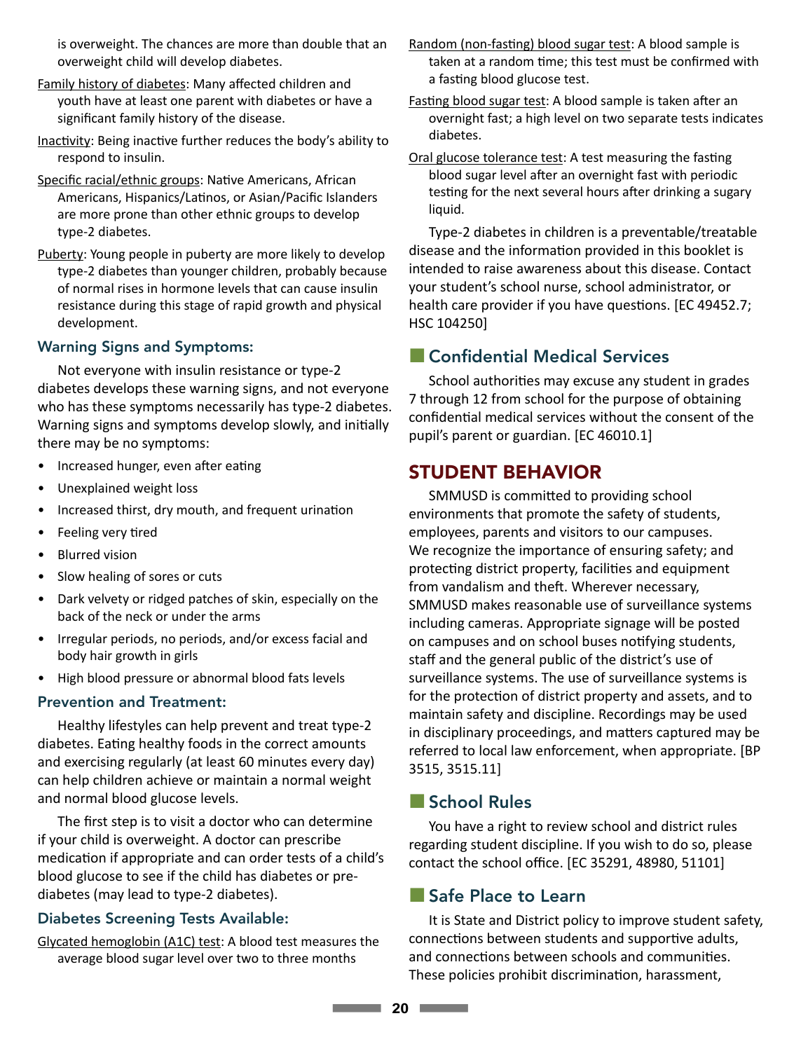is overweight. The chances are more than double that an overweight child will develop diabetes.

Family history of diabetes: Many affected children and youth have at least one parent with diabetes or have a significant family history of the disease.

Inactivity: Being inactive further reduces the body's ability to respond to insulin.

Specific racial/ethnic groups: Native Americans, African Americans, Hispanics/Latinos, or Asian/Pacific Islanders are more prone than other ethnic groups to develop type-2 diabetes.

Puberty: Young people in puberty are more likely to develop type-2 diabetes than younger children, probably because of normal rises in hormone levels that can cause insulin resistance during this stage of rapid growth and physical development.

### Warning Signs and Symptoms:

Not everyone with insulin resistance or type-2 diabetes develops these warning signs, and not everyone who has these symptoms necessarily has type-2 diabetes. Warning signs and symptoms develop slowly, and initially there may be no symptoms:

- Increased hunger, even after eating
- Unexplained weight loss
- Increased thirst, dry mouth, and frequent urination
- Feeling very tired
- Blurred vision
- Slow healing of sores or cuts
- Dark velvety or ridged patches of skin, especially on the back of the neck or under the arms
- Irregular periods, no periods, and/or excess facial and body hair growth in girls
- High blood pressure or abnormal blood fats levels

### Prevention and Treatment:

Healthy lifestyles can help prevent and treat type-2 diabetes. Eating healthy foods in the correct amounts and exercising regularly (at least 60 minutes every day) can help children achieve or maintain a normal weight and normal blood glucose levels.

The first step is to visit a doctor who can determine if your child is overweight. A doctor can prescribe medication if appropriate and can order tests of a child's blood glucose to see if the child has diabetes or pre-diabetes (may lead to type-2 diabetes).

### Diabetes Screening Tests Available:

Glycated hemoglobin (A1C) test: A blood test measures the average blood sugar level over two to three months

Random (non-fasting) blood sugar test: A blood sample is taken at a random time; this test must be confirmed with a fasting blood glucose test.

Fasting blood sugar test: A blood sample is taken after an overnight fast; a high level on two separate tests indicates diabetes.

Oral glucose tolerance test: A test measuring the fasting blood sugar level after an overnight fast with periodic testing for the next several hours after drinking a sugary liquid.

Type-2 diabetes in children is a preventable/treatable disease and the information provided in this booklet is intended to raise awareness about this disease. Contact your student's school nurse, school administrator, or health care provider if you have questions. [EC 49452.7; HSC 104250]

## Confidential Medical Services

School authorities may excuse any student in grades 7 through 12 from school for the purpose of obtaining confidential medical services without the consent of the pupil's parent or guardian. [EC 46010.1]

# STUDENT BEHAVIOR

SMMUSD is committed to providing school environments that promote the safety of students, employees, parents and visitors to our campuses. We recognize the importance of ensuring safety; and protecting district property, facilities and equipment from vandalism and theft. Wherever necessary, SMMUSD makes reasonable use of surveillance systems including cameras. Appropriate signage will be posted on campuses and on school buses notifying students, staff and the general public of the district's use of surveillance systems. The use of surveillance systems is for the protection of district property and assets, and to maintain safety and discipline. Recordings may be used in disciplinary proceedings, and matters captured may be referred to local law enforcement, when appropriate. [BP 3515, 3515.11]

## School Rules

You have a right to review school and district rules regarding student discipline. If you wish to do so, please contact the school office. [EC 35291, 48980, 51101]

## Safe Place to Learn

It is State and District policy to improve student safety, connections between students and supportive adults, and connections between schools and communities. These policies prohibit discrimination, harassment,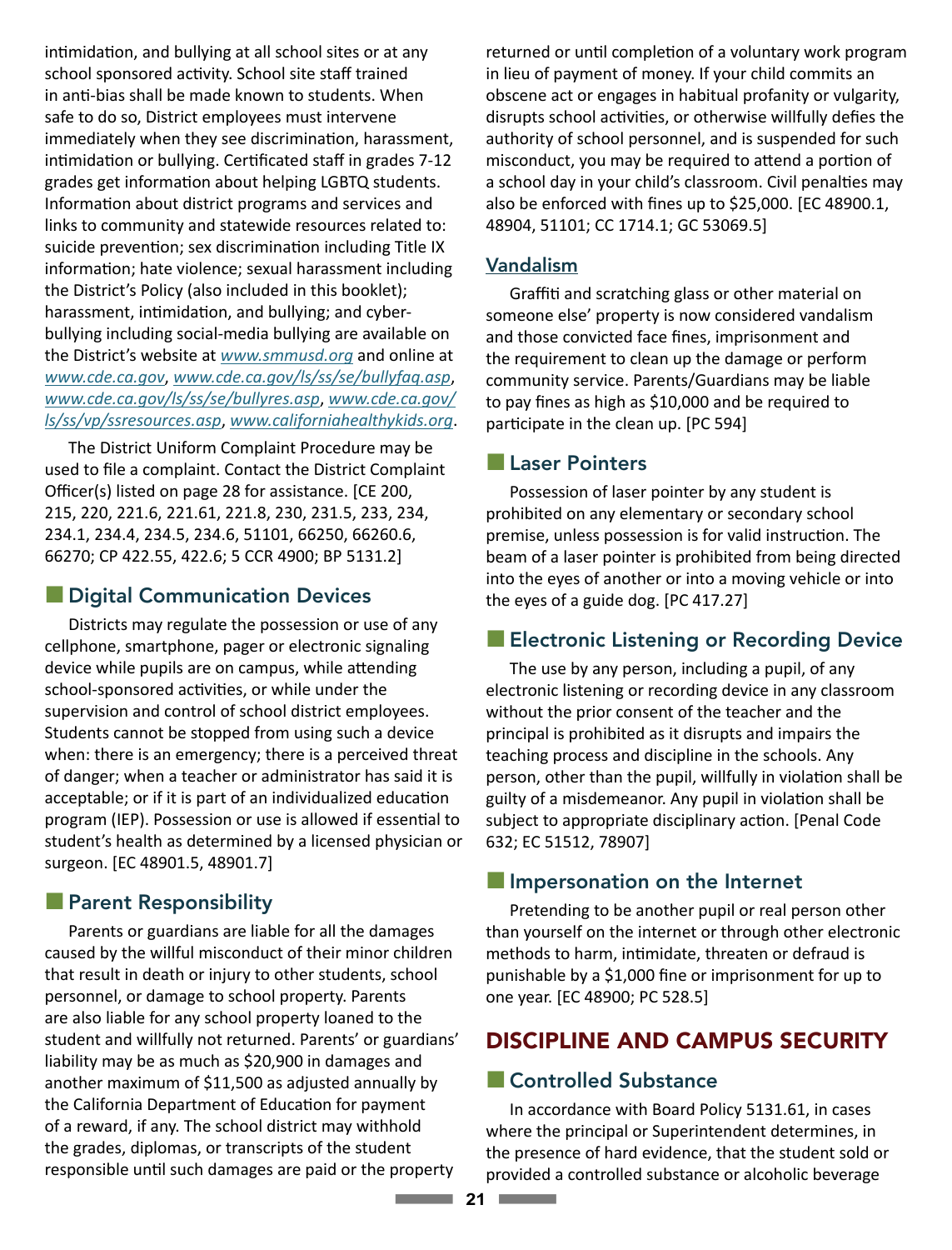intimidation, and bullying at all school sites or at any school sponsored activity. School site staff trained in anti-bias shall be made known to students. When safe to do so, District employees must intervene immediately when they see discrimination, harassment, intimidation or bullying. Certificated staff in grades 7-12 grades get information about helping LGBTQ students. Information about district programs and services and links to community and statewide resources related to: suicide prevention; sex discrimination including Title IX information; hate violence; sexual harassment including the District's Policy (also included in this booklet); harassment, intimidation, and bullying; and cyber-bullying including social-media bullying are available on the District's website at *www.smmusd.org* and online at *www.cde.ca.gov*, *www.cde.ca.gov/ls/ss/se/bullyfaq.asp*, *www.cde.ca.gov/ls/ss/se/bullyres.asp*, *www.cde.ca.gov/ls/ss/vp/ssresources.asp*, *www.californiahealthykids.org*.

The District Uniform Complaint Procedure may be used to file a complaint. Contact the District Complaint Officer(s) listed on page 28 for assistance. [CE 200, 215, 220, 221.6, 221.61, 221.8, 230, 231.5, 233, 234, 234.1, 234.4, 234.5, 234.6, 51101, 66250, 66260.6, 66270; CP 422.55, 422.6; 5 CCR 4900; BP 5131.2]

## Digital Communication Devices

Districts may regulate the possession or use of any cellphone, smartphone, pager or electronic signaling device while pupils are on campus, while attending school-sponsored activities, or while under the supervision and control of school district employees. Students cannot be stopped from using such a device when: there is an emergency; there is a perceived threat of danger; when a teacher or administrator has said it is acceptable; or if it is part of an individualized education program (IEP). Possession or use is allowed if essential to student's health as determined by a licensed physician or surgeon. [EC 48901.5, 48901.7]

## Parent Responsibility

Parents or guardians are liable for all the damages caused by the willful misconduct of their minor children that result in death or injury to other students, school personnel, or damage to school property. Parents are also liable for any school property loaned to the student and willfully not returned. Parents' or guardians' liability may be as much as $20,900 in damages and another maximum of $11,500 as adjusted annually by the California Department of Education for payment of a reward, if any. The school district may withhold the grades, diplomas, or transcripts of the student responsible until such damages are paid or the property returned or until completion of a voluntary work program in lieu of payment of money. If your child commits an obscene act or engages in habitual profanity or vulgarity, disrupts school activities, or otherwise willfully defies the authority of school personnel, and is suspended for such misconduct, you may be required to attend a portion of a school day in your child's classroom. Civil penalties may also be enforced with fines up to $25,000. [EC 48900.1, 48904, 51101; CC 1714.1; GC 53069.5]

### Vandalism

Graffiti and scratching glass or other material on someone else' property is now considered vandalism and those convicted face fines, imprisonment and the requirement to clean up the damage or perform community service. Parents/Guardians may be liable to pay fines as high as $10,000 and be required to participate in the clean up. [PC 594]

## Laser Pointers

Possession of laser pointer by any student is prohibited on any elementary or secondary school premise, unless possession is for valid instruction. The beam of a laser pointer is prohibited from being directed into the eyes of another or into a moving vehicle or into the eyes of a guide dog. [PC 417.27]

## Electronic Listening or Recording Device

The use by any person, including a pupil, of any electronic listening or recording device in any classroom without the prior consent of the teacher and the principal is prohibited as it disrupts and impairs the teaching process and discipline in the schools. Any person, other than the pupil, willfully in violation shall be guilty of a misdemeanor. Any pupil in violation shall be subject to appropriate disciplinary action. [Penal Code 632; EC 51512, 78907]

## Impersonation on the Internet

Pretending to be another pupil or real person other than yourself on the internet or through other electronic methods to harm, intimidate, threaten or defraud is punishable by a $1,000 fine or imprisonment for up to one year. [EC 48900; PC 528.5]

# DISCIPLINE AND CAMPUS SECURITY

## Controlled Substance

In accordance with Board Policy 5131.61, in cases where the principal or Superintendent determines, in the presence of hard evidence, that the student sold or provided a controlled substance or alcoholic beverage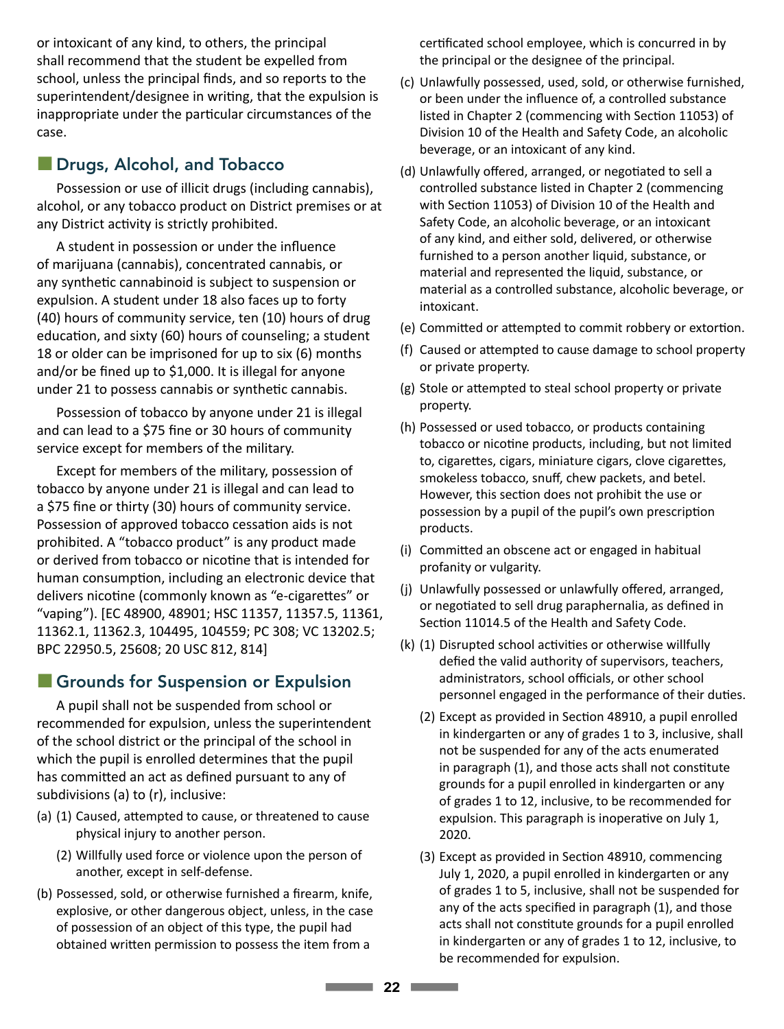or intoxicant of any kind, to others, the principal shall recommend that the student be expelled from school, unless the principal finds, and so reports to the superintendent/designee in writing, that the expulsion is inappropriate under the particular circumstances of the case.

## Drugs, Alcohol, and Tobacco

Possession or use of illicit drugs (including cannabis), alcohol, or any tobacco product on District premises or at any District activity is strictly prohibited.

A student in possession or under the influence of marijuana (cannabis), concentrated cannabis, or any synthetic cannabinoid is subject to suspension or expulsion. A student under 18 also faces up to forty (40) hours of community service, ten (10) hours of drug education, and sixty (60) hours of counseling; a student 18 or older can be imprisoned for up to six (6) months and/or be fined up to $1,000. It is illegal for anyone under 21 to possess cannabis or synthetic cannabis.

Possession of tobacco by anyone under 21 is illegal and can lead to a $75 fine or 30 hours of community service except for members of the military.

Except for members of the military, possession of tobacco by anyone under 21 is illegal and can lead to a $75 fine or thirty (30) hours of community service. Possession of approved tobacco cessation aids is not prohibited. A "tobacco product" is any product made or derived from tobacco or nicotine that is intended for human consumption, including an electronic device that delivers nicotine (commonly known as "e-cigarettes" or "vaping"). [EC 48900, 48901; HSC 11357, 11357.5, 11361, 11362.1, 11362.3, 104495, 104559; PC 308; VC 13202.5; BPC 22950.5, 25608; 20 USC 812, 814]

## Grounds for Suspension or Expulsion

A pupil shall not be suspended from school or recommended for expulsion, unless the superintendent of the school district or the principal of the school in which the pupil is enrolled determines that the pupil has committed an act as defined pursuant to any of subdivisions (a) to (r), inclusive:

(a) (1) Caused, attempted to cause, or threatened to cause physical injury to another person.

(2) Willfully used force or violence upon the person of another, except in self-defense.

(b) Possessed, sold, or otherwise furnished a firearm, knife, explosive, or other dangerous object, unless, in the case of possession of an object of this type, the pupil had obtained written permission to possess the item from a certificated school employee, which is concurred in by the principal or the designee of the principal.

(c) Unlawfully possessed, used, sold, or otherwise furnished, or been under the influence of, a controlled substance listed in Chapter 2 (commencing with Section 11053) of Division 10 of the Health and Safety Code, an alcoholic beverage, or an intoxicant of any kind.

(d) Unlawfully offered, arranged, or negotiated to sell a controlled substance listed in Chapter 2 (commencing with Section 11053) of Division 10 of the Health and Safety Code, an alcoholic beverage, or an intoxicant of any kind, and either sold, delivered, or otherwise furnished to a person another liquid, substance, or material and represented the liquid, substance, or material as a controlled substance, alcoholic beverage, or intoxicant.

(e) Committed or attempted to commit robbery or extortion.

(f) Caused or attempted to cause damage to school property or private property.

(g) Stole or attempted to steal school property or private property.

(h) Possessed or used tobacco, or products containing tobacco or nicotine products, including, but not limited to, cigarettes, cigars, miniature cigars, clove cigarettes, smokeless tobacco, snuff, chew packets, and betel. However, this section does not prohibit the use or possession by a pupil of the pupil's own prescription products.

(i) Committed an obscene act or engaged in habitual profanity or vulgarity.

(j) Unlawfully possessed or unlawfully offered, arranged, or negotiated to sell drug paraphernalia, as defined in Section 11014.5 of the Health and Safety Code.

(k) (1) Disrupted school activities or otherwise willfully defied the valid authority of supervisors, teachers, administrators, school officials, or other school personnel engaged in the performance of their duties.

(2) Except as provided in Section 48910, a pupil enrolled in kindergarten or any of grades 1 to 3, inclusive, shall not be suspended for any of the acts enumerated in paragraph (1), and those acts shall not constitute grounds for a pupil enrolled in kindergarten or any of grades 1 to 12, inclusive, to be recommended for expulsion. This paragraph is inoperative on July 1, 2020.

(3) Except as provided in Section 48910, commencing July 1, 2020, a pupil enrolled in kindergarten or any of grades 1 to 5, inclusive, shall not be suspended for any of the acts specified in paragraph (1), and those acts shall not constitute grounds for a pupil enrolled in kindergarten or any of grades 1 to 12, inclusive, to be recommended for expulsion.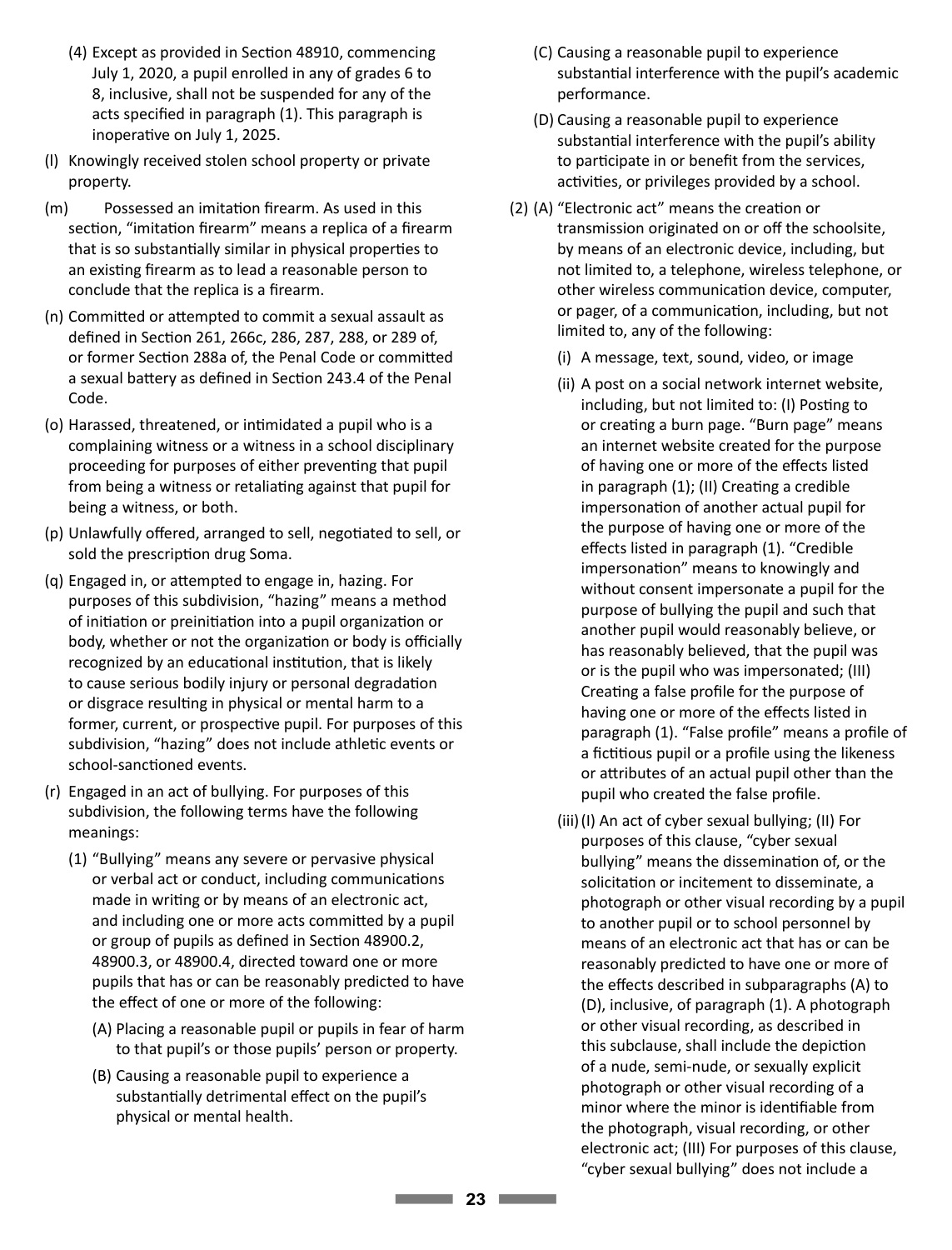(4) Except as provided in Section 48910, commencing July 1, 2020, a pupil enrolled in any of grades 6 to 8, inclusive, shall not be suspended for any of the acts specified in paragraph (1). This paragraph is inoperative on July 1, 2025.

(l) Knowingly received stolen school property or private property.

(m) Possessed an imitation firearm. As used in this section, "imitation firearm" means a replica of a firearm that is so substantially similar in physical properties to an existing firearm as to lead a reasonable person to conclude that the replica is a firearm.

(n) Committed or attempted to commit a sexual assault as defined in Section 261, 266c, 286, 287, 288, or 289 of, or former Section 288a of, the Penal Code or committed a sexual battery as defined in Section 243.4 of the Penal Code.

(o) Harassed, threatened, or intimidated a pupil who is a complaining witness or a witness in a school disciplinary proceeding for purposes of either preventing that pupil from being a witness or retaliating against that pupil for being a witness, or both.

(p) Unlawfully offered, arranged to sell, negotiated to sell, or sold the prescription drug Soma.

(q) Engaged in, or attempted to engage in, hazing. For purposes of this subdivision, "hazing" means a method of initiation or preinitiation into a pupil organization or body, whether or not the organization or body is officially recognized by an educational institution, that is likely to cause serious bodily injury or personal degradation or disgrace resulting in physical or mental harm to a former, current, or prospective pupil. For purposes of this subdivision, "hazing" does not include athletic events or school-sanctioned events.

(r) Engaged in an act of bullying. For purposes of this subdivision, the following terms have the following meanings:

(1) "Bullying" means any severe or pervasive physical or verbal act or conduct, including communications made in writing or by means of an electronic act, and including one or more acts committed by a pupil or group of pupils as defined in Section 48900.2, 48900.3, or 48900.4, directed toward one or more pupils that has or can be reasonably predicted to have the effect of one or more of the following:

(A) Placing a reasonable pupil or pupils in fear of harm to that pupil's or those pupils' person or property.

(B) Causing a reasonable pupil to experience a substantially detrimental effect on the pupil's physical or mental health.

(C) Causing a reasonable pupil to experience substantial interference with the pupil's academic performance.

(D) Causing a reasonable pupil to experience substantial interference with the pupil's ability to participate in or benefit from the services, activities, or privileges provided by a school.

(2) (A) "Electronic act" means the creation or transmission originated on or off the schoolsite, by means of an electronic device, including, but not limited to, a telephone, wireless telephone, or other wireless communication device, computer, or pager, of a communication, including, but not limited to, any of the following:

(i) A message, text, sound, video, or image

(ii) A post on a social network internet website, including, but not limited to: (I) Posting to or creating a burn page. "Burn page" means an internet website created for the purpose of having one or more of the effects listed in paragraph (1); (II) Creating a credible impersonation of another actual pupil for the purpose of having one or more of the effects listed in paragraph (1). "Credible impersonation" means to knowingly and without consent impersonate a pupil for the purpose of bullying the pupil and such that another pupil would reasonably believe, or has reasonably believed, that the pupil was or is the pupil who was impersonated; (III) Creating a false profile for the purpose of having one or more of the effects listed in paragraph (1). "False profile" means a profile of a fictitious pupil or a profile using the likeness or attributes of an actual pupil other than the pupil who created the false profile.

(iii) (I) An act of cyber sexual bullying; (II) For purposes of this clause, "cyber sexual bullying" means the dissemination of, or the solicitation or incitement to disseminate, a photograph or other visual recording by a pupil to another pupil or to school personnel by means of an electronic act that has or can be reasonably predicted to have one or more of the effects described in subparagraphs (A) to (D), inclusive, of paragraph (1). A photograph or other visual recording, as described in this subclause, shall include the depiction of a nude, semi-nude, or sexually explicit photograph or other visual recording of a minor where the minor is identifiable from the photograph, visual recording, or other electronic act; (III) For purposes of this clause, "cyber sexual bullying" does not include a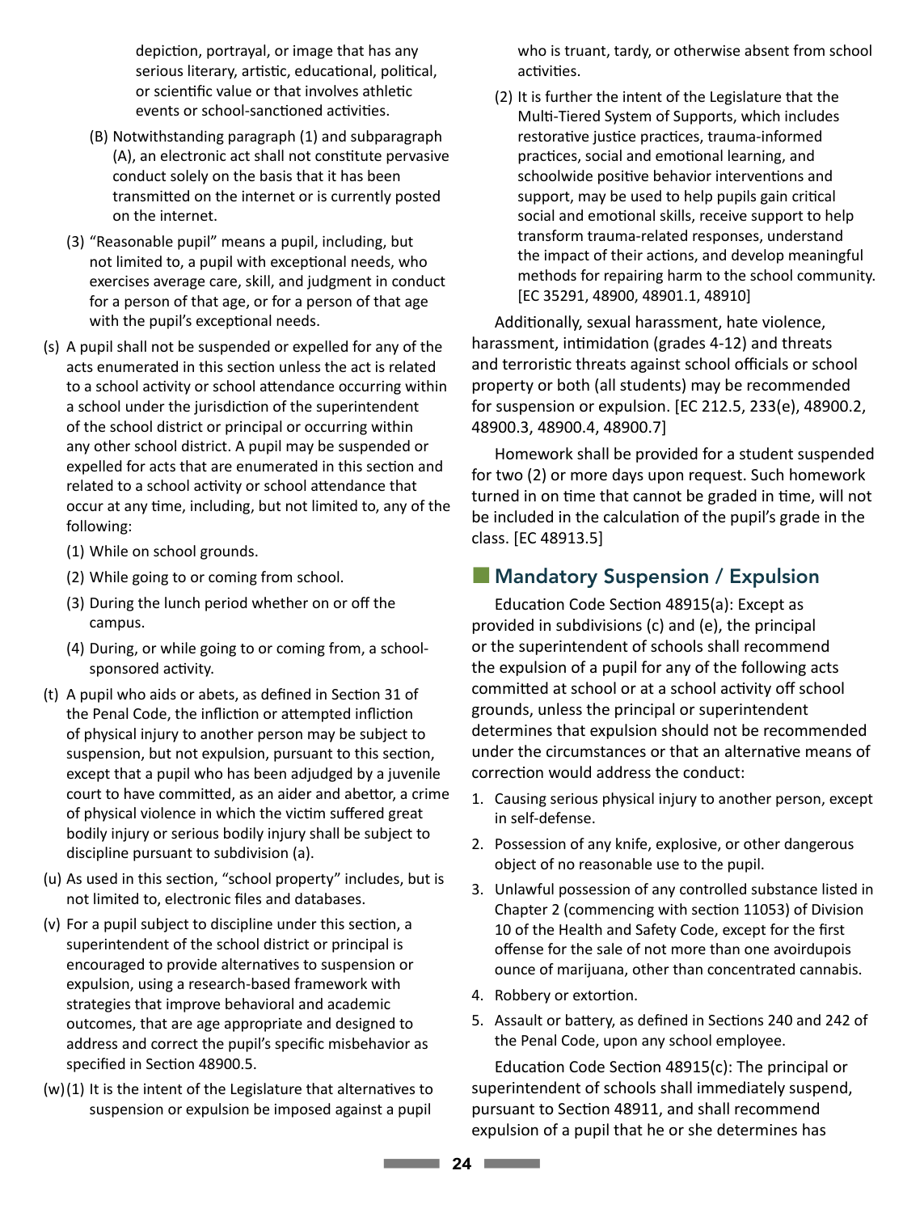depiction, portrayal, or image that has any serious literary, artistic, educational, political, or scientific value or that involves athletic events or school-sanctioned activities.

(B) Notwithstanding paragraph (1) and subparagraph (A), an electronic act shall not constitute pervasive conduct solely on the basis that it has been transmitted on the internet or is currently posted on the internet.

(3) "Reasonable pupil" means a pupil, including, but not limited to, a pupil with exceptional needs, who exercises average care, skill, and judgment in conduct for a person of that age, or for a person of that age with the pupil's exceptional needs.

(s) A pupil shall not be suspended or expelled for any of the acts enumerated in this section unless the act is related to a school activity or school attendance occurring within a school under the jurisdiction of the superintendent of the school district or principal or occurring within any other school district. A pupil may be suspended or expelled for acts that are enumerated in this section and related to a school activity or school attendance that occur at any time, including, but not limited to, any of the following:

(1) While on school grounds.

(2) While going to or coming from school.

(3) During the lunch period whether on or off the campus.

(4) During, or while going to or coming from, a school-sponsored activity.

(t) A pupil who aids or abets, as defined in Section 31 of the Penal Code, the infliction or attempted infliction of physical injury to another person may be subject to suspension, but not expulsion, pursuant to this section, except that a pupil who has been adjudged by a juvenile court to have committed, as an aider and abettor, a crime of physical violence in which the victim suffered great bodily injury or serious bodily injury shall be subject to discipline pursuant to subdivision (a).

(u) As used in this section, "school property" includes, but is not limited to, electronic files and databases.

(v) For a pupil subject to discipline under this section, a superintendent of the school district or principal is encouraged to provide alternatives to suspension or expulsion, using a research-based framework with strategies that improve behavioral and academic outcomes, that are age appropriate and designed to address and correct the pupil's specific misbehavior as specified in Section 48900.5.

(w)(1) It is the intent of the Legislature that alternatives to suspension or expulsion be imposed against a pupil who is truant, tardy, or otherwise absent from school activities.

(2) It is further the intent of the Legislature that the Multi-Tiered System of Supports, which includes restorative justice practices, trauma-informed practices, social and emotional learning, and schoolwide positive behavior interventions and support, may be used to help pupils gain critical social and emotional skills, receive support to help transform trauma-related responses, understand the impact of their actions, and develop meaningful methods for repairing harm to the school community. [EC 35291, 48900, 48901.1, 48910]

Additionally, sexual harassment, hate violence, harassment, intimidation (grades 4-12) and threats and terroristic threats against school officials or school property or both (all students) may be recommended for suspension or expulsion. [EC 212.5, 233(e), 48900.2, 48900.3, 48900.4, 48900.7]

Homework shall be provided for a student suspended for two (2) or more days upon request. Such homework turned in on time that cannot be graded in time, will not be included in the calculation of the pupil's grade in the class. [EC 48913.5]

## Mandatory Suspension / Expulsion

Education Code Section 48915(a): Except as provided in subdivisions (c) and (e), the principal or the superintendent of schools shall recommend the expulsion of a pupil for any of the following acts committed at school or at a school activity off school grounds, unless the principal or superintendent determines that expulsion should not be recommended under the circumstances or that an alternative means of correction would address the conduct:

1. Causing serious physical injury to another person, except in self-defense.
2. Possession of any knife, explosive, or other dangerous object of no reasonable use to the pupil.
3. Unlawful possession of any controlled substance listed in Chapter 2 (commencing with section 11053) of Division 10 of the Health and Safety Code, except for the first offense for the sale of not more than one avoirdupois ounce of marijuana, other than concentrated cannabis.
4. Robbery or extortion.
5. Assault or battery, as defined in Sections 240 and 242 of the Penal Code, upon any school employee.

Education Code Section 48915(c): The principal or superintendent of schools shall immediately suspend, pursuant to Section 48911, and shall recommend expulsion of a pupil that he or she determines has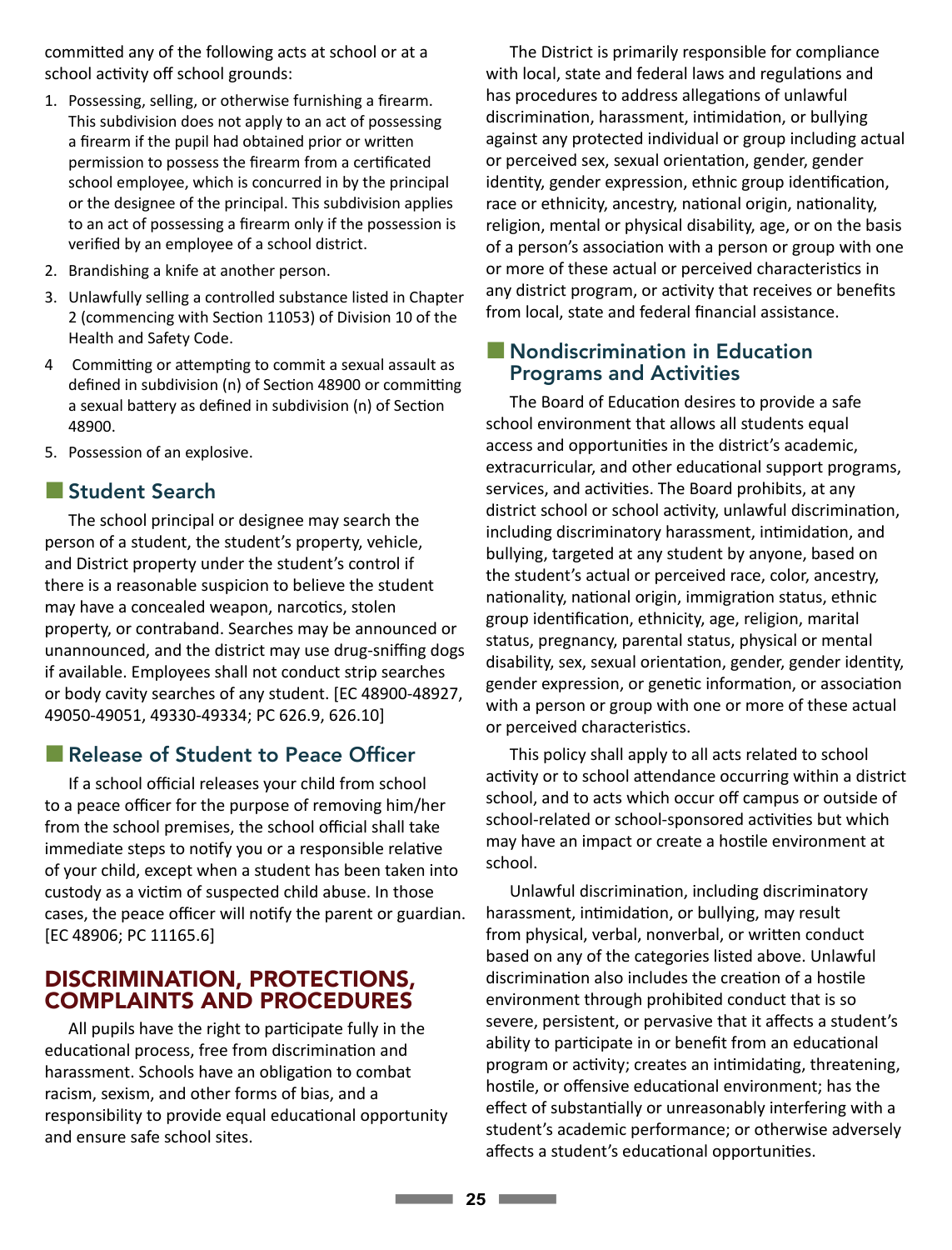committed any of the following acts at school or at a school activity off school grounds:

1. Possessing, selling, or otherwise furnishing a firearm. This subdivision does not apply to an act of possessing a firearm if the pupil had obtained prior or written permission to possess the firearm from a certificated school employee, which is concurred in by the principal or the designee of the principal. This subdivision applies to an act of possessing a firearm only if the possession is verified by an employee of a school district.
2. Brandishing a knife at another person.
3. Unlawfully selling a controlled substance listed in Chapter 2 (commencing with Section 11053) of Division 10 of the Health and Safety Code.
4. Committing or attempting to commit a sexual assault as defined in subdivision (n) of Section 48900 or committing a sexual battery as defined in subdivision (n) of Section 48900.
5. Possession of an explosive.

## Student Search

The school principal or designee may search the person of a student, the student's property, vehicle, and District property under the student's control if there is a reasonable suspicion to believe the student may have a concealed weapon, narcotics, stolen property, or contraband. Searches may be announced or unannounced, and the district may use drug-sniffing dogs if available. Employees shall not conduct strip searches or body cavity searches of any student. [EC 48900-48927, 49050-49051, 49330-49334; PC 626.9, 626.10]

## Release of Student to Peace Officer

If a school official releases your child from school to a peace officer for the purpose of removing him/her from the school premises, the school official shall take immediate steps to notify you or a responsible relative of your child, except when a student has been taken into custody as a victim of suspected child abuse. In those cases, the peace officer will notify the parent or guardian. [EC 48906; PC 11165.6]

# DISCRIMINATION, PROTECTIONS, COMPLAINTS AND PROCEDURES

All pupils have the right to participate fully in the educational process, free from discrimination and harassment. Schools have an obligation to combat racism, sexism, and other forms of bias, and a responsibility to provide equal educational opportunity and ensure safe school sites.

The District is primarily responsible for compliance with local, state and federal laws and regulations and has procedures to address allegations of unlawful discrimination, harassment, intimidation, or bullying against any protected individual or group including actual or perceived sex, sexual orientation, gender, gender identity, gender expression, ethnic group identification, race or ethnicity, ancestry, national origin, nationality, religion, mental or physical disability, age, or on the basis of a person's association with a person or group with one or more of these actual or perceived characteristics in any district program, or activity that receives or benefits from local, state and federal financial assistance.

## Nondiscrimination in Education Programs and Activities

The Board of Education desires to provide a safe school environment that allows all students equal access and opportunities in the district's academic, extracurricular, and other educational support programs, services, and activities. The Board prohibits, at any district school or school activity, unlawful discrimination, including discriminatory harassment, intimidation, and bullying, targeted at any student by anyone, based on the student's actual or perceived race, color, ancestry, nationality, national origin, immigration status, ethnic group identification, ethnicity, age, religion, marital status, pregnancy, parental status, physical or mental disability, sex, sexual orientation, gender, gender identity, gender expression, or genetic information, or association with a person or group with one or more of these actual or perceived characteristics.

This policy shall apply to all acts related to school activity or to school attendance occurring within a district school, and to acts which occur off campus or outside of school-related or school-sponsored activities but which may have an impact or create a hostile environment at school.

Unlawful discrimination, including discriminatory harassment, intimidation, or bullying, may result from physical, verbal, nonverbal, or written conduct based on any of the categories listed above. Unlawful discrimination also includes the creation of a hostile environment through prohibited conduct that is so severe, persistent, or pervasive that it affects a student's ability to participate in or benefit from an educational program or activity; creates an intimidating, threatening, hostile, or offensive educational environment; has the effect of substantially or unreasonably interfering with a student's academic performance; or otherwise adversely affects a student's educational opportunities.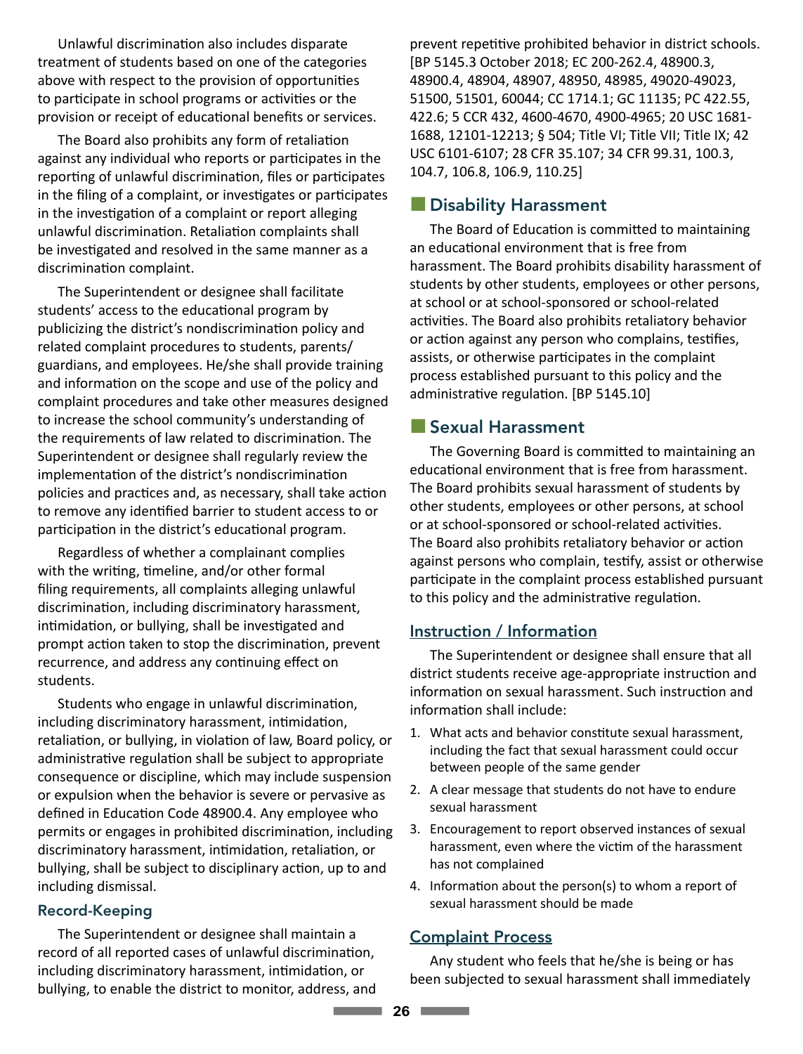Unlawful discrimination also includes disparate treatment of students based on one of the categories above with respect to the provision of opportunities to participate in school programs or activities or the provision or receipt of educational benefits or services.

The Board also prohibits any form of retaliation against any individual who reports or participates in the reporting of unlawful discrimination, files or participates in the filing of a complaint, or investigates or participates in the investigation of a complaint or report alleging unlawful discrimination. Retaliation complaints shall be investigated and resolved in the same manner as a discrimination complaint.

The Superintendent or designee shall facilitate students' access to the educational program by publicizing the district's nondiscrimination policy and related complaint procedures to students, parents/guardians, and employees. He/she shall provide training and information on the scope and use of the policy and complaint procedures and take other measures designed to increase the school community's understanding of the requirements of law related to discrimination. The Superintendent or designee shall regularly review the implementation of the district's nondiscrimination policies and practices and, as necessary, shall take action to remove any identified barrier to student access to or participation in the district's educational program.

Regardless of whether a complainant complies with the writing, timeline, and/or other formal filing requirements, all complaints alleging unlawful discrimination, including discriminatory harassment, intimidation, or bullying, shall be investigated and prompt action taken to stop the discrimination, prevent recurrence, and address any continuing effect on students.

Students who engage in unlawful discrimination, including discriminatory harassment, intimidation, retaliation, or bullying, in violation of law, Board policy, or administrative regulation shall be subject to appropriate consequence or discipline, which may include suspension or expulsion when the behavior is severe or pervasive as defined in Education Code 48900.4. Any employee who permits or engages in prohibited discrimination, including discriminatory harassment, intimidation, retaliation, or bullying, shall be subject to disciplinary action, up to and including dismissal.

### Record-Keeping

The Superintendent or designee shall maintain a record of all reported cases of unlawful discrimination, including discriminatory harassment, intimidation, or bullying, to enable the district to monitor, address, and prevent repetitive prohibited behavior in district schools. [BP 5145.3 October 2018; EC 200-262.4, 48900.3, 48900.4, 48904, 48907, 48950, 48985, 49020-49023, 51500, 51501, 60044; CC 1714.1; GC 11135; PC 422.55, 422.6; 5 CCR 432, 4600-4670, 4900-4965; 20 USC 1681-1688, 12101-12213; § 504; Title VI; Title VII; Title IX; 42 USC 6101-6107; 28 CFR 35.107; 34 CFR 99.31, 100.3, 104.7, 106.8, 106.9, 110.25]

## Disability Harassment

The Board of Education is committed to maintaining an educational environment that is free from harassment. The Board prohibits disability harassment of students by other students, employees or other persons, at school or at school-sponsored or school-related activities. The Board also prohibits retaliatory behavior or action against any person who complains, testifies, assists, or otherwise participates in the complaint process established pursuant to this policy and the administrative regulation. [BP 5145.10]

## Sexual Harassment

The Governing Board is committed to maintaining an educational environment that is free from harassment. The Board prohibits sexual harassment of students by other students, employees or other persons, at school or at school-sponsored or school-related activities. The Board also prohibits retaliatory behavior or action against persons who complain, testify, assist or otherwise participate in the complaint process established pursuant to this policy and the administrative regulation.

### Instruction / Information

The Superintendent or designee shall ensure that all district students receive age-appropriate instruction and information on sexual harassment. Such instruction and information shall include:

1. What acts and behavior constitute sexual harassment, including the fact that sexual harassment could occur between people of the same gender
2. A clear message that students do not have to endure sexual harassment
3. Encouragement to report observed instances of sexual harassment, even where the victim of the harassment has not complained
4. Information about the person(s) to whom a report of sexual harassment should be made

### Complaint Process

Any student who feels that he/she is being or has been subjected to sexual harassment shall immediately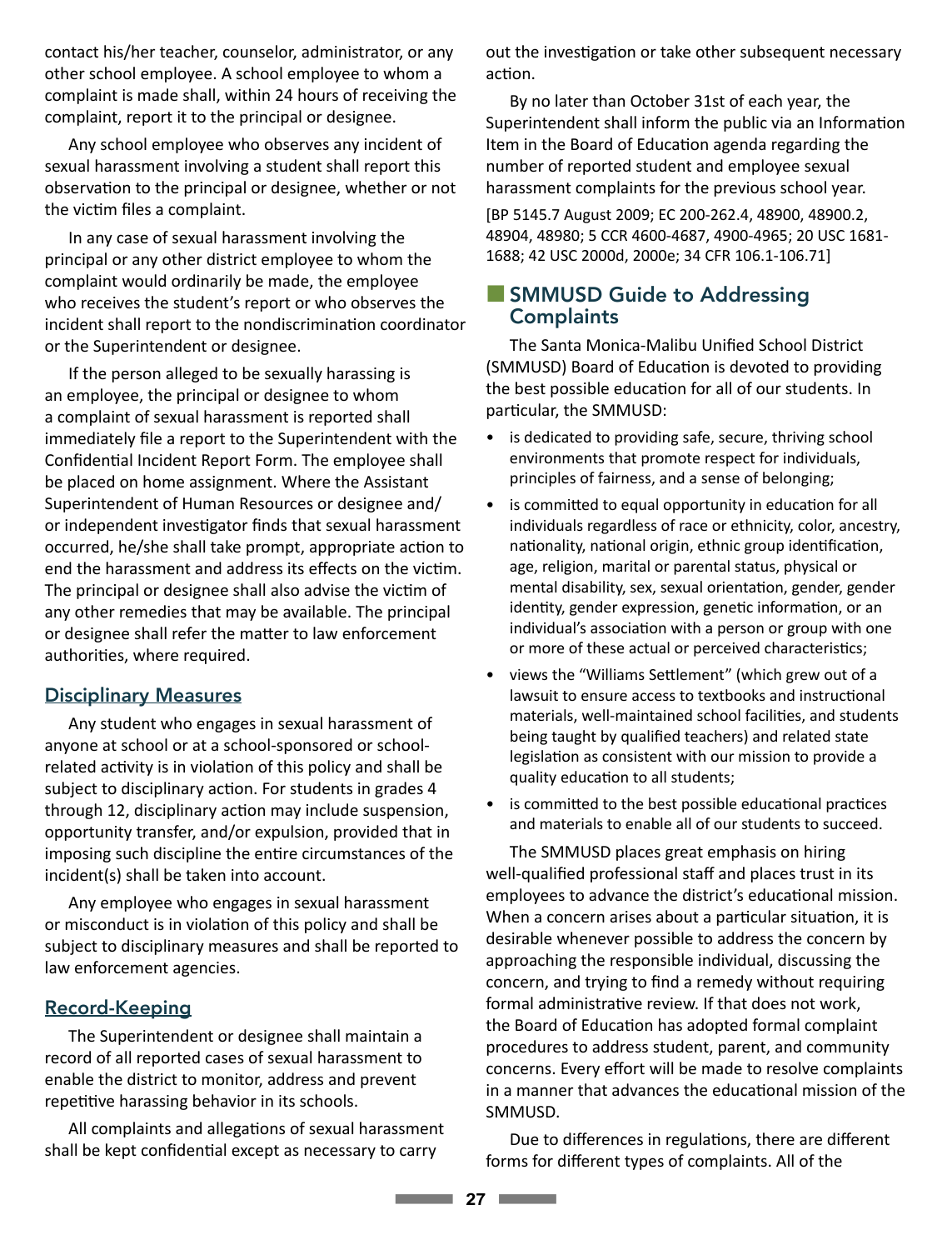contact his/her teacher, counselor, administrator, or any other school employee. A school employee to whom a complaint is made shall, within 24 hours of receiving the complaint, report it to the principal or designee.

Any school employee who observes any incident of sexual harassment involving a student shall report this observation to the principal or designee, whether or not the victim files a complaint.

In any case of sexual harassment involving the principal or any other district employee to whom the complaint would ordinarily be made, the employee who receives the student's report or who observes the incident shall report to the nondiscrimination coordinator or the Superintendent or designee.

If the person alleged to be sexually harassing is an employee, the principal or designee to whom a complaint of sexual harassment is reported shall immediately file a report to the Superintendent with the Confidential Incident Report Form. The employee shall be placed on home assignment. Where the Assistant Superintendent of Human Resources or designee and/or independent investigator finds that sexual harassment occurred, he/she shall take prompt, appropriate action to end the harassment and address its effects on the victim. The principal or designee shall also advise the victim of any other remedies that may be available. The principal or designee shall refer the matter to law enforcement authorities, where required.

### Disciplinary Measures

Any student who engages in sexual harassment of anyone at school or at a school-sponsored or school-related activity is in violation of this policy and shall be subject to disciplinary action. For students in grades 4 through 12, disciplinary action may include suspension, opportunity transfer, and/or expulsion, provided that in imposing such discipline the entire circumstances of the incident(s) shall be taken into account.

Any employee who engages in sexual harassment or misconduct is in violation of this policy and shall be subject to disciplinary measures and shall be reported to law enforcement agencies.

### Record-Keeping

The Superintendent or designee shall maintain a record of all reported cases of sexual harassment to enable the district to monitor, address and prevent repetitive harassing behavior in its schools.

All complaints and allegations of sexual harassment shall be kept confidential except as necessary to carry out the investigation or take other subsequent necessary action.

By no later than October 31st of each year, the Superintendent shall inform the public via an Information Item in the Board of Education agenda regarding the number of reported student and employee sexual harassment complaints for the previous school year.

[BP 5145.7 August 2009; EC 200-262.4, 48900, 48900.2, 48904, 48980; 5 CCR 4600-4687, 4900-4965; 20 USC 1681-1688; 42 USC 2000d, 2000e; 34 CFR 106.1-106.71]

## SMMUSD Guide to Addressing Complaints

The Santa Monica-Malibu Unified School District (SMMUSD) Board of Education is devoted to providing the best possible education for all of our students. In particular, the SMMUSD:

- is dedicated to providing safe, secure, thriving school environments that promote respect for individuals, principles of fairness, and a sense of belonging;
- is committed to equal opportunity in education for all individuals regardless of race or ethnicity, color, ancestry, nationality, national origin, ethnic group identification, age, religion, marital or parental status, physical or mental disability, sex, sexual orientation, gender, gender identity, gender expression, genetic information, or an individual's association with a person or group with one or more of these actual or perceived characteristics;
- views the "Williams Settlement" (which grew out of a lawsuit to ensure access to textbooks and instructional materials, well-maintained school facilities, and students being taught by qualified teachers) and related state legislation as consistent with our mission to provide a quality education to all students;
- is committed to the best possible educational practices and materials to enable all of our students to succeed.

The SMMUSD places great emphasis on hiring well-qualified professional staff and places trust in its employees to advance the district's educational mission. When a concern arises about a particular situation, it is desirable whenever possible to address the concern by approaching the responsible individual, discussing the concern, and trying to find a remedy without requiring formal administrative review. If that does not work, the Board of Education has adopted formal complaint procedures to address student, parent, and community concerns. Every effort will be made to resolve complaints in a manner that advances the educational mission of the SMMUSD.

Due to differences in regulations, there are different forms for different types of complaints. All of the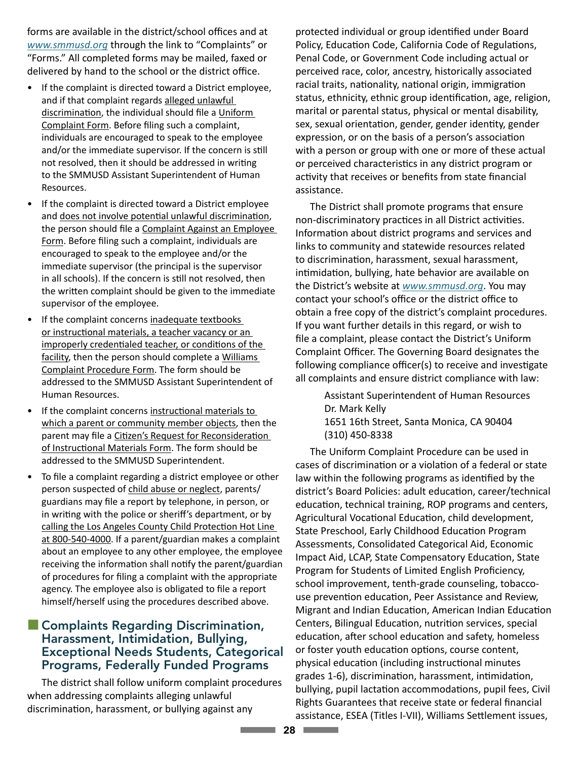forms are available in the district/school offices and at *www.smmusd.org* through the link to "Complaints" or "Forms." All completed forms may be mailed, faxed or delivered by hand to the school or the district office.

- If the complaint is directed toward a District employee, and if that complaint regards alleged unlawful discrimination, the individual should file a Uniform Complaint Form. Before filing such a complaint, individuals are encouraged to speak to the employee and/or the immediate supervisor. If the concern is still not resolved, then it should be addressed in writing to the SMMUSD Assistant Superintendent of Human Resources.
- If the complaint is directed toward a District employee and does not involve potential unlawful discrimination, the person should file a Complaint Against an Employee Form. Before filing such a complaint, individuals are encouraged to speak to the employee and/or the immediate supervisor (the principal is the supervisor in all schools). If the concern is still not resolved, then the written complaint should be given to the immediate supervisor of the employee.
- If the complaint concerns inadequate textbooks or instructional materials, a teacher vacancy or an improperly credentialed teacher, or conditions of the facility, then the person should complete a Williams Complaint Procedure Form. The form should be addressed to the SMMUSD Assistant Superintendent of Human Resources.
- If the complaint concerns instructional materials to which a parent or community member objects, then the parent may file a Citizen's Request for Reconsideration of Instructional Materials Form. The form should be addressed to the SMMUSD Superintendent.
- To file a complaint regarding a district employee or other person suspected of child abuse or neglect, parents/guardians may file a report by telephone, in person, or in writing with the police or sheriff's department, or by calling the Los Angeles County Child Protection Hot Line at 800-540-4000. If a parent/guardian makes a complaint about an employee to any other employee, the employee receiving the information shall notify the parent/guardian of procedures for filing a complaint with the appropriate agency. The employee also is obligated to file a report himself/herself using the procedures described above.

## Complaints Regarding Discrimination, Harassment, Intimidation, Bullying, Exceptional Needs Students, Categorical Programs, Federally Funded Programs

The district shall follow uniform complaint procedures when addressing complaints alleging unlawful discrimination, harassment, or bullying against any protected individual or group identified under Board Policy, Education Code, California Code of Regulations, Penal Code, or Government Code including actual or perceived race, color, ancestry, historically associated racial traits, nationality, national origin, immigration status, ethnicity, ethnic group identification, age, religion, marital or parental status, physical or mental disability, sex, sexual orientation, gender, gender identity, gender expression, or on the basis of a person's association with a person or group with one or more of these actual or perceived characteristics in any district program or activity that receives or benefits from state financial assistance.

The District shall promote programs that ensure non-discriminatory practices in all District activities. Information about district programs and services and links to community and statewide resources related to discrimination, harassment, sexual harassment, intimidation, bullying, hate behavior are available on the District's website at *www.smmusd.org*. You may contact your school's office or the district office to obtain a free copy of the district's complaint procedures. If you want further details in this regard, or wish to file a complaint, please contact the District's Uniform Complaint Officer. The Governing Board designates the following compliance officer(s) to receive and investigate all complaints and ensure district compliance with law:

> Assistant Superintendent of Human Resources
> Dr. Mark Kelly
> 1651 16th Street, Santa Monica, CA 90404
> (310) 450-8338

The Uniform Complaint Procedure can be used in cases of discrimination or a violation of a federal or state law within the following programs as identified by the district's Board Policies: adult education, career/technical education, technical training, ROP programs and centers, Agricultural Vocational Education, child development, State Preschool, Early Childhood Education Program Assessments, Consolidated Categorical Aid, Economic Impact Aid, LCAP, State Compensatory Education, State Program for Students of Limited English Proficiency, school improvement, tenth-grade counseling, tobacco-use prevention education, Peer Assistance and Review, Migrant and Indian Education, American Indian Education Centers, Bilingual Education, nutrition services, special education, after school education and safety, homeless or foster youth education options, course content, physical education (including instructional minutes grades 1-6), discrimination, harassment, intimidation, bullying, pupil lactation accommodations, pupil fees, Civil Rights Guarantees that receive state or federal financial assistance, ESEA (Titles I-VII), Williams Settlement issues,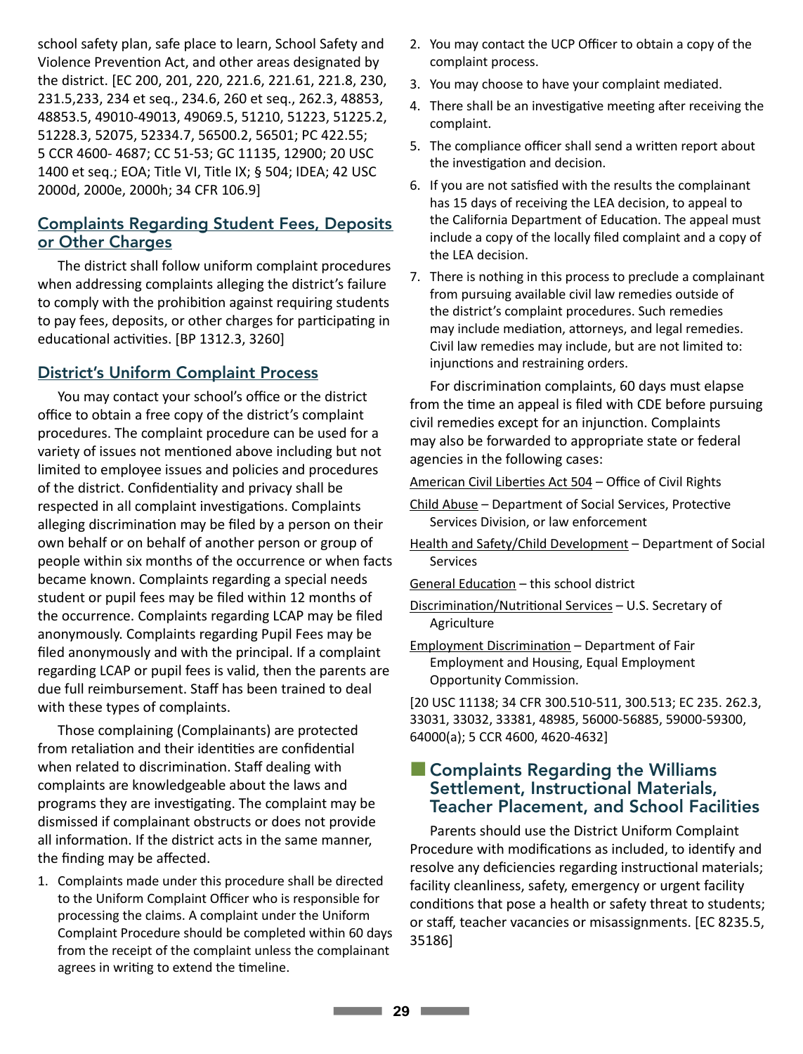school safety plan, safe place to learn, School Safety and Violence Prevention Act, and other areas designated by the district. [EC 200, 201, 220, 221.6, 221.61, 221.8, 230, 231.5,233, 234 et seq., 234.6, 260 et seq., 262.3, 48853, 48853.5, 49010-49013, 49069.5, 51210, 51223, 51225.2, 51228.3, 52075, 52334.7, 56500.2, 56501; PC 422.55; 5 CCR 4600- 4687; CC 51-53; GC 11135, 12900; 20 USC 1400 et seq.; EOA; Title VI, Title IX; § 504; IDEA; 42 USC 2000d, 2000e, 2000h; 34 CFR 106.9]

## Complaints Regarding Student Fees, Deposits or Other Charges

The district shall follow uniform complaint procedures when addressing complaints alleging the district's failure to comply with the prohibition against requiring students to pay fees, deposits, or other charges for participating in educational activities. [BP 1312.3, 3260]

## District's Uniform Complaint Process

You may contact your school's office or the district office to obtain a free copy of the district's complaint procedures. The complaint procedure can be used for a variety of issues not mentioned above including but not limited to employee issues and policies and procedures of the district. Confidentiality and privacy shall be respected in all complaint investigations. Complaints alleging discrimination may be filed by a person on their own behalf or on behalf of another person or group of people within six months of the occurrence or when facts became known. Complaints regarding a special needs student or pupil fees may be filed within 12 months of the occurrence. Complaints regarding LCAP may be filed anonymously. Complaints regarding Pupil Fees may be filed anonymously and with the principal. If a complaint regarding LCAP or pupil fees is valid, then the parents are due full reimbursement. Staff has been trained to deal with these types of complaints.

Those complaining (Complainants) are protected from retaliation and their identities are confidential when related to discrimination. Staff dealing with complaints are knowledgeable about the laws and programs they are investigating. The complaint may be dismissed if complainant obstructs or does not provide all information. If the district acts in the same manner, the finding may be affected.

1. Complaints made under this procedure shall be directed to the Uniform Complaint Officer who is responsible for processing the claims. A complaint under the Uniform Complaint Procedure should be completed within 60 days from the receipt of the complaint unless the complainant agrees in writing to extend the timeline.
2. You may contact the UCP Officer to obtain a copy of the complaint process.
3. You may choose to have your complaint mediated.
4. There shall be an investigative meeting after receiving the complaint.
5. The compliance officer shall send a written report about the investigation and decision.
6. If you are not satisfied with the results the complainant has 15 days of receiving the LEA decision, to appeal to the California Department of Education. The appeal must include a copy of the locally filed complaint and a copy of the LEA decision.
7. There is nothing in this process to preclude a complainant from pursuing available civil law remedies outside of the district's complaint procedures. Such remedies may include mediation, attorneys, and legal remedies. Civil law remedies may include, but are not limited to: injunctions and restraining orders.

For discrimination complaints, 60 days must elapse from the time an appeal is filed with CDE before pursuing civil remedies except for an injunction. Complaints may also be forwarded to appropriate state or federal agencies in the following cases:

American Civil Liberties Act 504 – Office of Civil Rights

Child Abuse – Department of Social Services, Protective Services Division, or law enforcement

Health and Safety/Child Development – Department of Social Services

General Education – this school district

Discrimination/Nutritional Services – U.S. Secretary of Agriculture

Employment Discrimination – Department of Fair Employment and Housing, Equal Employment Opportunity Commission.

[20 USC 11138; 34 CFR 300.510-511, 300.513; EC 235. 262.3, 33031, 33032, 33381, 48985, 56000-56885, 59000-59300, 64000(a); 5 CCR 4600, 4620-4632]

## Complaints Regarding the Williams Settlement, Instructional Materials, Teacher Placement, and School Facilities

Parents should use the District Uniform Complaint Procedure with modifications as included, to identify and resolve any deficiencies regarding instructional materials; facility cleanliness, safety, emergency or urgent facility conditions that pose a health or safety threat to students; or staff, teacher vacancies or misassignments. [EC 8235.5, 35186]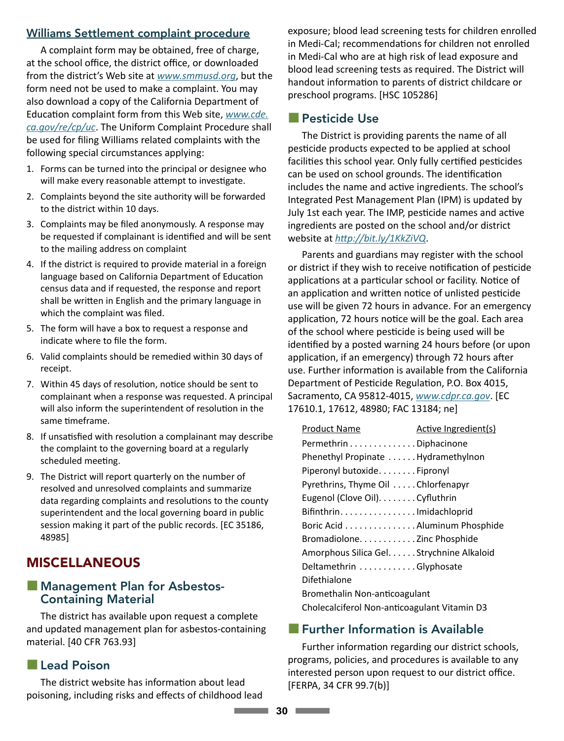## Williams Settlement complaint procedure

A complaint form may be obtained, free of charge, at the school office, the district office, or downloaded from the district's Web site at www.smmusd.org, but the form need not be used to make a complaint. You may also download a copy of the California Department of Education complaint form from this Web site, www.cde.ca.gov/re/cp/uc. The Uniform Complaint Procedure shall be used for filing Williams related complaints with the following special circumstances applying:

1. Forms can be turned into the principal or designee who will make every reasonable attempt to investigate.
2. Complaints beyond the site authority will be forwarded to the district within 10 days.
3. Complaints may be filed anonymously. A response may be requested if complainant is identified and will be sent to the mailing address on complaint
4. If the district is required to provide material in a foreign language based on California Department of Education census data and if requested, the response and report shall be written in English and the primary language in which the complaint was filed.
5. The form will have a box to request a response and indicate where to file the form.
6. Valid complaints should be remedied within 30 days of receipt.
7. Within 45 days of resolution, notice should be sent to complainant when a response was requested. A principal will also inform the superintendent of resolution in the same timeframe.
8. If unsatisfied with resolution a complainant may describe the complaint to the governing board at a regularly scheduled meeting.
9. The District will report quarterly on the number of resolved and unresolved complaints and summarize data regarding complaints and resolutions to the county superintendent and the local governing board in public session making it part of the public records. [EC 35186, 48985]

# MISCELLANEOUS

## Management Plan for Asbestos-Containing Material

The district has available upon request a complete and updated management plan for asbestos-containing material. [40 CFR 763.93]

## Lead Poison

The district website has information about lead poisoning, including risks and effects of childhood lead exposure; blood lead screening tests for children enrolled in Medi-Cal; recommendations for children not enrolled in Medi-Cal who are at high risk of lead exposure and blood lead screening tests as required. The District will handout information to parents of district childcare or preschool programs. [HSC 105286]

## Pesticide Use

The District is providing parents the name of all pesticide products expected to be applied at school facilities this school year. Only fully certified pesticides can be used on school grounds. The identification includes the name and active ingredients. The school's Integrated Pest Management Plan (IPM) is updated by July 1st each year. The IMP, pesticide names and active ingredients are posted on the school and/or district website at http://bit.ly/1KkZiVQ.

Parents and guardians may register with the school or district if they wish to receive notification of pesticide applications at a particular school or facility. Notice of an application and written notice of unlisted pesticide use will be given 72 hours in advance. For an emergency application, 72 hours notice will be the goal. Each area of the school where pesticide is being used will be identified by a posted warning 24 hours before (or upon application, if an emergency) through 72 hours after use. Further information is available from the California Department of Pesticide Regulation, P.O. Box 4015, Sacramento, CA 95812-4015, www.cdpr.ca.gov. [EC 17610.1, 17612, 48980; FAC 13184; ne]

| Product Name | Active Ingredient(s) |
|---|---|
| Permethrin | Diphacinone |
| Phenethyl Propinate | Hydramethylnon |
| Piperonyl butoxide | Fipronyl |
| Pyrethrins, Thyme Oil | Chlorfenapyr |
| Eugenol (Clove Oil) | Cyfluthrin |
| Bifinthrin | Imidacloprid |
| Boric Acid | Aluminum Phosphide |
| Bromadiolone | Zinc Phosphide |
| Amorphous Silica Gel | Strychnine Alkaloid |
| Deltamethrin | Glyphosate |
| Difethialone | |
| Bromethalin Non-anticoagulant | |
| Cholecalciferol Non-anticoagulant Vitamin D3 | |

## Further Information is Available

Further information regarding our district schools, programs, policies, and procedures is available to any interested person upon request to our district office. [FERPA, 34 CFR 99.7(b)]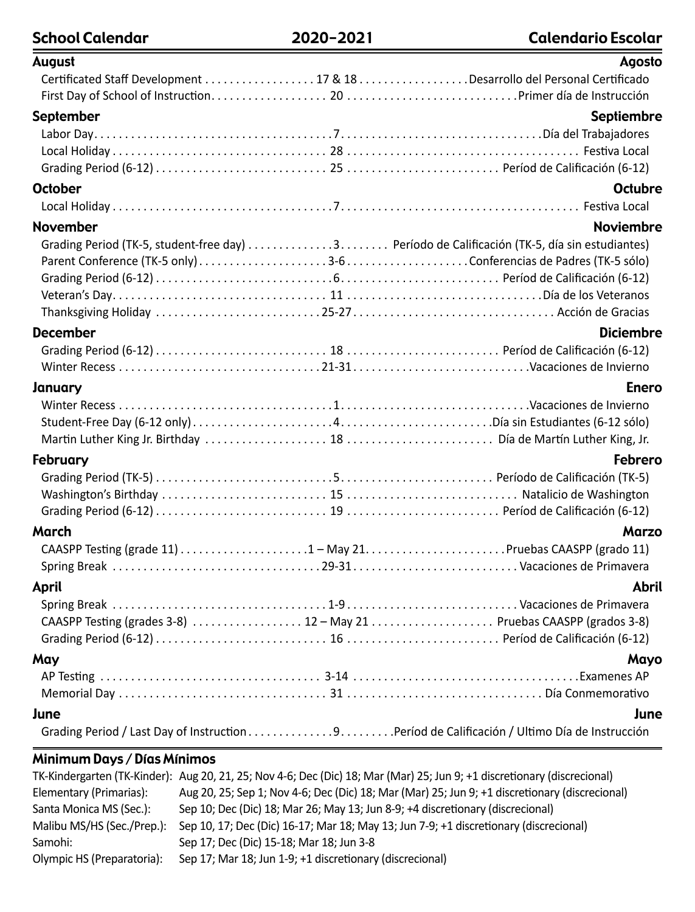| School Calendar | 2020–2021 | Calendario Escolar |
|---|---|---|

## August / Agosto

| | | |
|---|---|---|
| Certificated Staff Development | 17 & 18 | Desarrollo del Personal Certificado |
| First Day of School of Instruction | 20 | Primer día de Instrucción |

## September / Septiembre

| | | |
|---|---|---|
| Labor Day | 7 | Día del Trabajadores |
| Local Holiday | 28 | Festiva Local |
| Grading Period (6-12) | 25 | Períod de Calificación (6-12) |

## October / Octubre

| | | |
|---|---|---|
| Local Holiday | 7 | Festiva Local |

## November / Noviembre

| | | |
|---|---|---|
| Grading Period (TK-5, student-free day) | 3 | Período de Calificación (TK-5, día sin estudiantes) |
| Parent Conference (TK-5 only) | 3-6 | Conferencias de Padres (TK-5 sólo) |
| Grading Period (6-12) | 6 | Períod de Calificación (6-12) |
| Veteran's Day | 11 | Día de los Veteranos |
| Thanksgiving Holiday | 25-27 | Acción de Gracias |

## December / Diciembre

| | | |
|---|---|---|
| Grading Period (6-12) | 18 | Períod de Calificación (6-12) |
| Winter Recess | 21-31 | Vacaciones de Invierno |

## January / Enero

| | | |
|---|---|---|
| Winter Recess | 1 | Vacaciones de Invierno |
| Student-Free Day (6-12 only) | 4 | Día sin Estudiantes (6-12 sólo) |
| Martin Luther King Jr. Birthday | 18 | Día de Martín Luther King, Jr. |

## February / Febrero

| | | |
|---|---|---|
| Grading Period (TK-5) | 5 | Período de Calificación (TK-5) |
| Washington's Birthday | 15 | Natalicio de Washington |
| Grading Period (6-12) | 19 | Períod de Calificación (6-12) |

## March / Marzo

| | | |
|---|---|---|
| CAASPP Testing (grade 11) | 1 – May 21 | Pruebas CAASPP (grado 11) |
| Spring Break | 29-31 | Vacaciones de Primavera |

## April / Abril

| | | |
|---|---|---|
| Spring Break | 1-9 | Vacaciones de Primavera |
| CAASPP Testing (grades 3-8) | 12 – May 21 | Pruebas CAASPP (grados 3-8) |
| Grading Period (6-12) | 16 | Períod de Calificación (6-12) |

## May / Mayo

| | | |
|---|---|---|
| AP Testing | 3-14 | Examenes AP |
| Memorial Day | 31 | Día Conmemorativo |

## June / June

| | | |
|---|---|---|
| Grading Period / Last Day of Instruction | 9 | Períod de Calificación / Ultimo Día de Instrucción |

## Minimum Days / Días Mínimos

| | |
|---|---|
| TK-Kindergarten (TK-Kinder): | Aug 20, 21, 25; Nov 4-6; Dec (Dic) 18; Mar (Mar) 25; Jun 9; +1 discretionary (discrecional) |
| Elementary (Primarias): | Aug 20, 25; Sep 1; Nov 4-6; Dec (Dic) 18; Mar (Mar) 25; Jun 9; +1 discretionary (discrecional) |
| Santa Monica MS (Sec.): | Sep 10; Dec (Dic) 18; Mar 26; May 13; Jun 8-9; +4 discretionary (discrecional) |
| Malibu MS/HS (Sec./Prep.): | Sep 10, 17; Dec (Dic) 16-17; Mar 18; May 13; Jun 7-9; +1 discretionary (discrecional) |
| Samohi: | Sep 17; Dec (Dic) 15-18; Mar 18; Jun 3-8 |
| Olympic HS (Preparatoria): | Sep 17; Mar 18; Jun 1-9; +1 discretionary (discrecional) |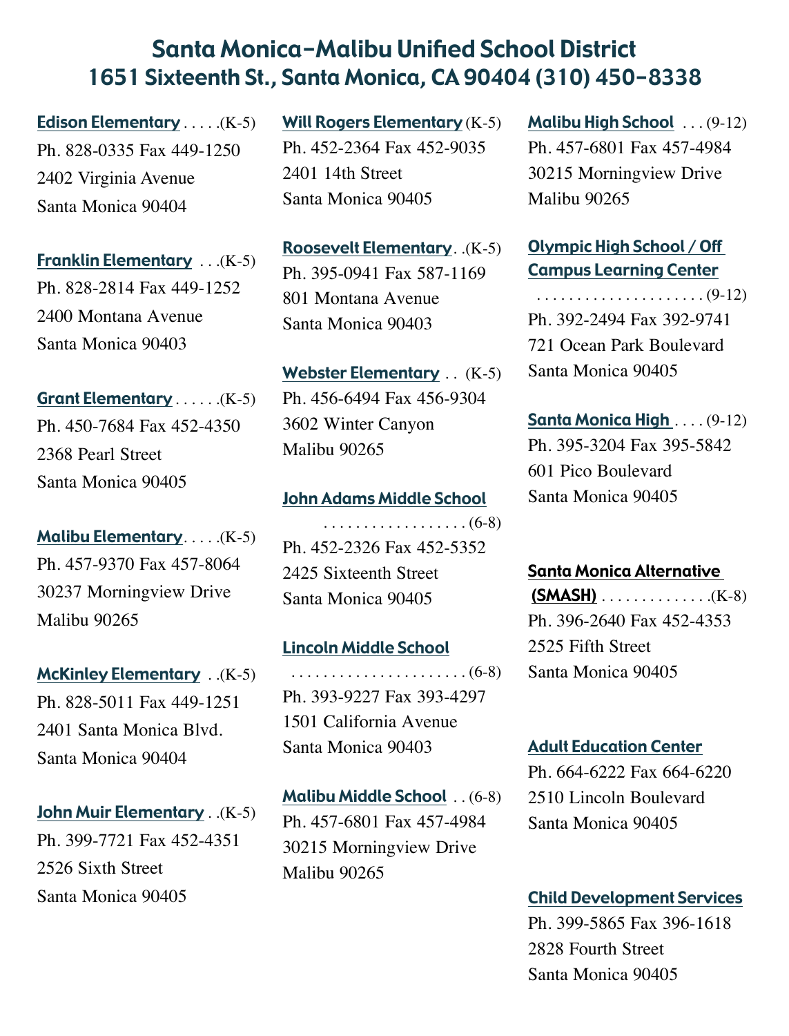# Santa Monica-Malibu Unified School District
## 1651 Sixteenth St., Santa Monica, CA 90404 (310) 450-8338

**Edison Elementary** . . . . .(K-5)
Ph. 828-0335 Fax 449-1250
2402 Virginia Avenue
Santa Monica 90404

**Franklin Elementary** . . .(K-5)
Ph. 828-2814 Fax 449-1252
2400 Montana Avenue
Santa Monica 90403

**Grant Elementary** . . . . . .(K-5)
Ph. 450-7684 Fax 452-4350
2368 Pearl Street
Santa Monica 90405

**Malibu Elementary**. . . . .(K-5)
Ph. 457-9370 Fax 457-8064
30237 Morningview Drive
Malibu 90265

**McKinley Elementary** . .(K-5)
Ph. 828-5011 Fax 449-1251
2401 Santa Monica Blvd.
Santa Monica 90404

**John Muir Elementary** . .(K-5)
Ph. 399-7721 Fax 452-4351
2526 Sixth Street
Santa Monica 90405

**Will Rogers Elementary** (K-5)
Ph. 452-2364 Fax 452-9035
2401 14th Street
Santa Monica 90405

**Roosevelt Elementary**. .(K-5)
Ph. 395-0941 Fax 587-1169
801 Montana Avenue
Santa Monica 90403

**Webster Elementary** . . (K-5)
Ph. 456-6494 Fax 456-9304
3602 Winter Canyon
Malibu 90265

**John Adams Middle School** . . . . . . . . . . . . . . . . . . (6-8)
Ph. 452-2326 Fax 452-5352
2425 Sixteenth Street
Santa Monica 90405

**Lincoln Middle School** . . . . . . . . . . . . . . . . . . . . . . (6-8)
Ph. 393-9227 Fax 393-4297
1501 California Avenue
Santa Monica 90403

**Malibu Middle School** . . (6-8)
Ph. 457-6801 Fax 457-4984
30215 Morningview Drive
Malibu 90265

**Malibu High School** . . . (9-12)
Ph. 457-6801 Fax 457-4984
30215 Morningview Drive
Malibu 90265

**Olympic High School / Off Campus Learning Center** . . . . . . . . . . . . . . . . . . . . . (9-12)
Ph. 392-2494 Fax 392-9741
721 Ocean Park Boulevard
Santa Monica 90405

**Santa Monica High** . . . . (9-12)
Ph. 395-3204 Fax 395-5842
601 Pico Boulevard
Santa Monica 90405

**Santa Monica Alternative (SMASH)** . . . . . . . . . . . . . .(K-8)
Ph. 396-2640 Fax 452-4353
2525 Fifth Street
Santa Monica 90405

**Adult Education Center**
Ph. 664-6222 Fax 664-6220
2510 Lincoln Boulevard
Santa Monica 90405

**Child Development Services**
Ph. 399-5865 Fax 396-1618
2828 Fourth Street
Santa Monica 90405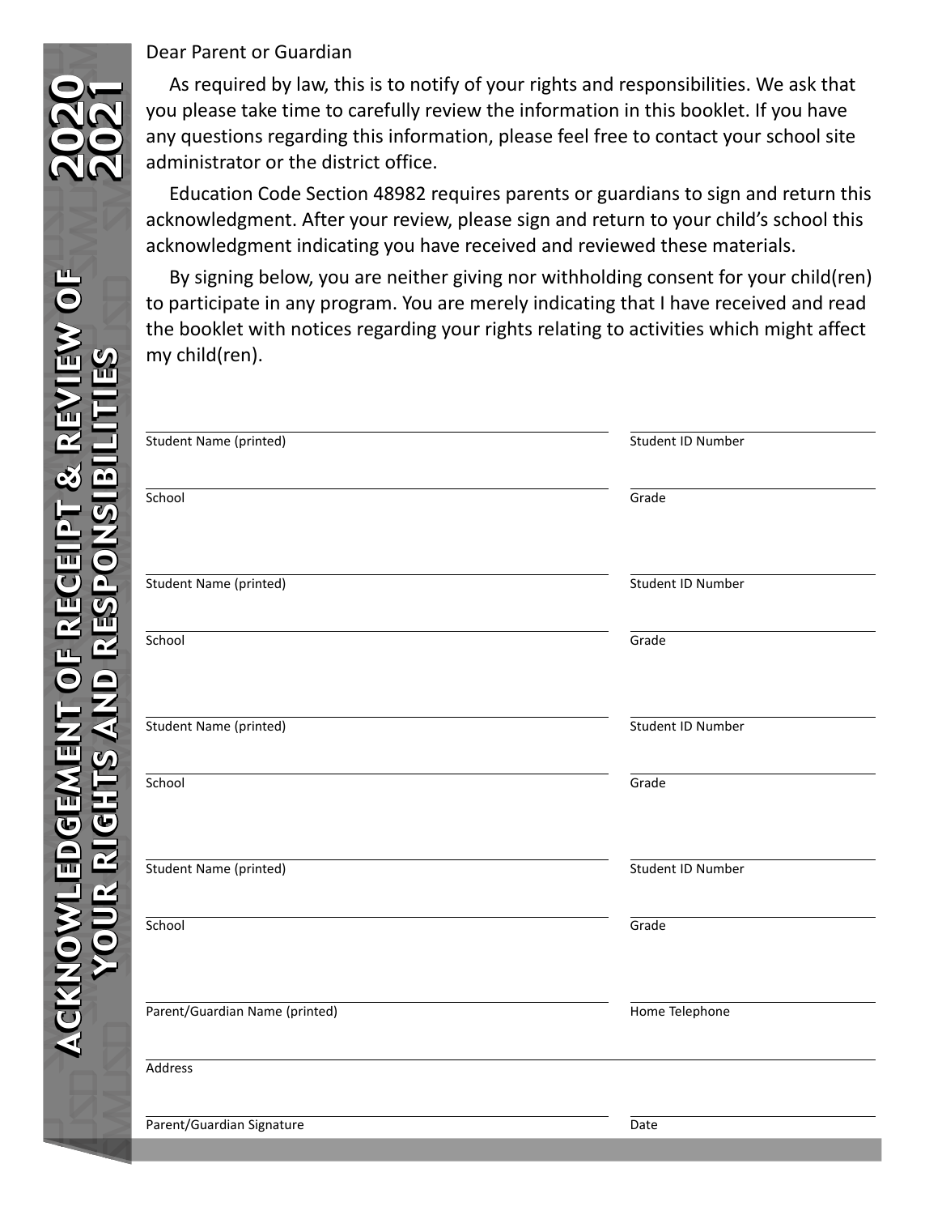# 2020 2021

# ACKNOWLEDGEMENT OF RECEIPT & REVIEW OF YOUR RIGHTS AND RESPONSIBILITIES

Dear Parent or Guardian

As required by law, this is to notify of your rights and responsibilities. We ask that you please take time to carefully review the information in this booklet. If you have any questions regarding this information, please feel free to contact your school site administrator or the district office.

Education Code Section 48982 requires parents or guardians to sign and return this acknowledgment. After your review, please sign and return to your child's school this acknowledgment indicating you have received and reviewed these materials.

By signing below, you are neither giving nor withholding consent for your child(ren) to participate in any program. You are merely indicating that I have received and read the booklet with notices regarding your rights relating to activities which might affect my child(ren).

Student Name (printed) ______________________ Student ID Number ______________________

School ______________________ Grade ______________________

Student Name (printed) ______________________ Student ID Number ______________________

School ______________________ Grade ______________________

Student Name (printed) ______________________ Student ID Number ______________________

School ______________________ Grade ______________________

Student Name (printed) ______________________ Student ID Number ______________________

School ______________________ Grade ______________________

Parent/Guardian Name (printed) ______________________ Home Telephone ______________________

Address ______________________

Parent/Guardian Signature ______________________ Date ______________________